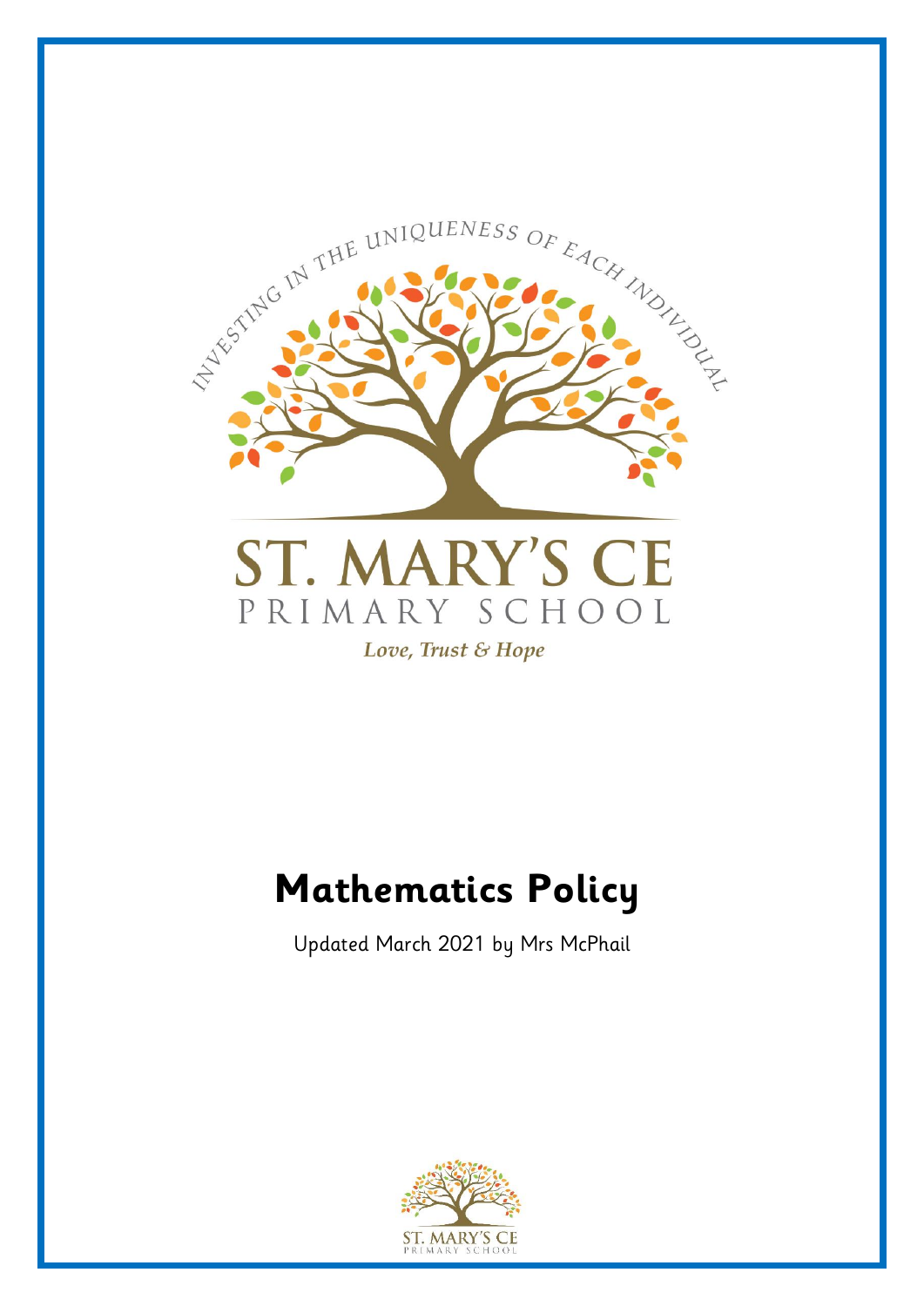INVESTING IN THE UNIQUENESS OF EACH INDIVIDUAL

ST. MARY'S CE

PRIMARY SCHOOL

*Love, Trust & Hope*

# Mathematics Policy

Updated March 2021 by Mrs McPhail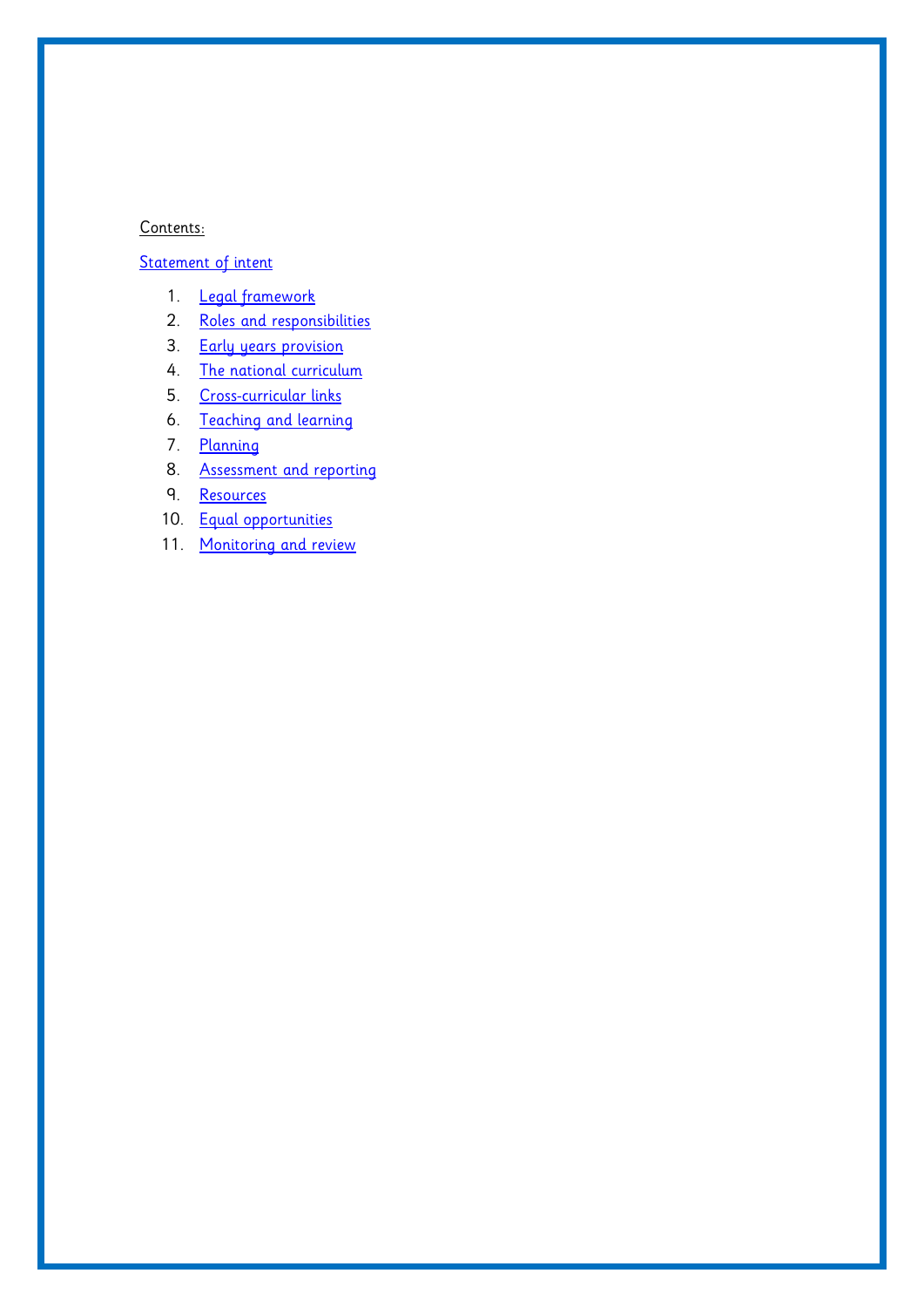Contents:

Statement of intent

1. Legal framework
2. Roles and responsibilities
3. Early years provision
4. The national curriculum
5. Cross-curricular links
6. Teaching and learning
7. Planning
8. Assessment and reporting
9. Resources
10. Equal opportunities
11. Monitoring and review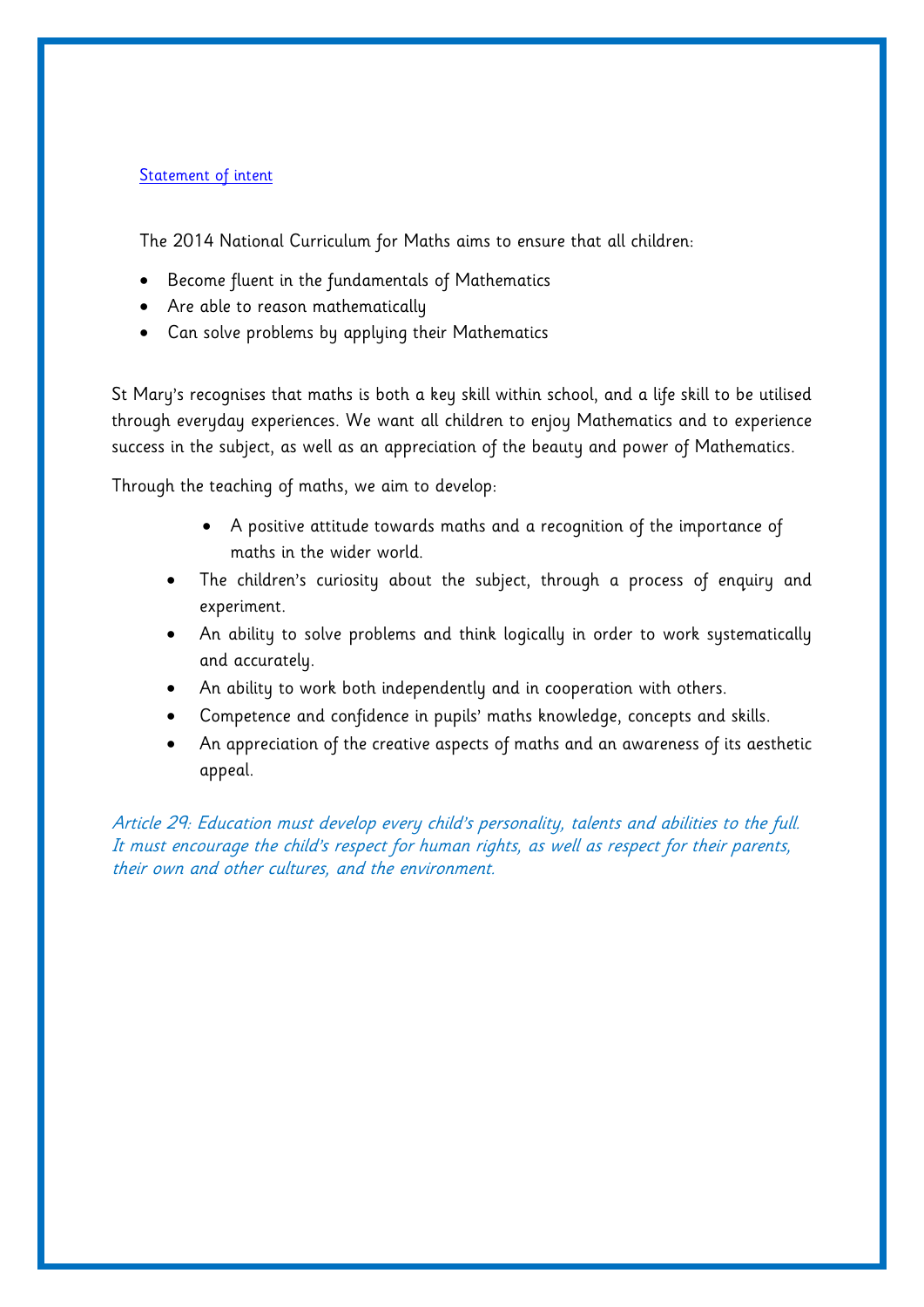## Statement of intent

The 2014 National Curriculum for Maths aims to ensure that all children:

- Become fluent in the fundamentals of Mathematics
- Are able to reason mathematically
- Can solve problems by applying their Mathematics

St Mary's recognises that maths is both a key skill within school, and a life skill to be utilised through everyday experiences. We want all children to enjoy Mathematics and to experience success in the subject, as well as an appreciation of the beauty and power of Mathematics.

Through the teaching of maths, we aim to develop:

- A positive attitude towards maths and a recognition of the importance of maths in the wider world.
- The children's curiosity about the subject, through a process of enquiry and experiment.
- An ability to solve problems and think logically in order to work systematically and accurately.
- An ability to work both independently and in cooperation with others.
- Competence and confidence in pupils' maths knowledge, concepts and skills.
- An appreciation of the creative aspects of maths and an awareness of its aesthetic appeal.

*Article 29: Education must develop every child's personality, talents and abilities to the full. It must encourage the child's respect for human rights, as well as respect for their parents, their own and other cultures, and the environment.*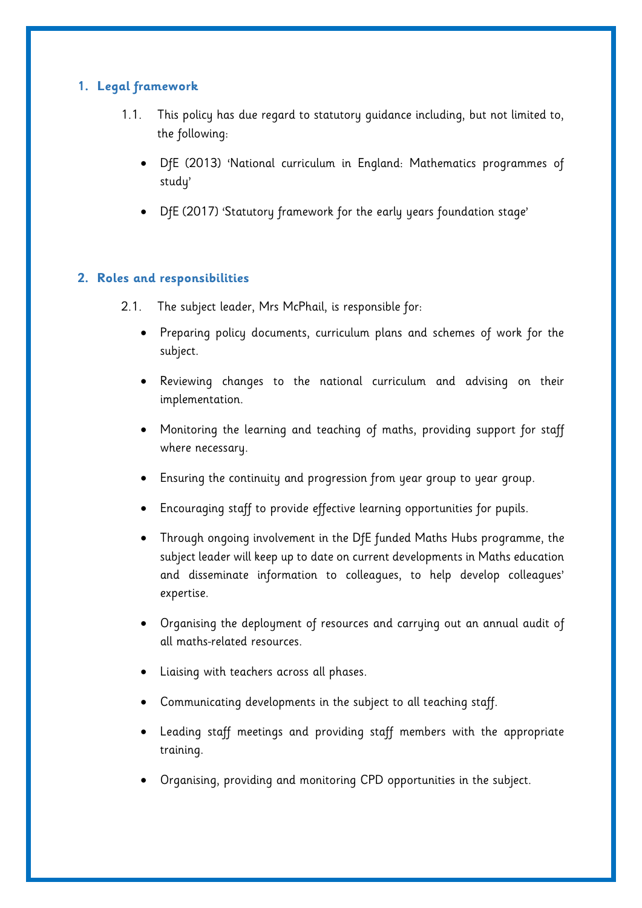## 1. Legal framework

1.1. This policy has due regard to statutory guidance including, but not limited to, the following:

- DfE (2013) 'National curriculum in England: Mathematics programmes of study'
- DfE (2017) 'Statutory framework for the early years foundation stage'

## 2. Roles and responsibilities

2.1. The subject leader, Mrs McPhail, is responsible for:

- Preparing policy documents, curriculum plans and schemes of work for the subject.
- Reviewing changes to the national curriculum and advising on their implementation.
- Monitoring the learning and teaching of maths, providing support for staff where necessary.
- Ensuring the continuity and progression from year group to year group.
- Encouraging staff to provide effective learning opportunities for pupils.
- Through ongoing involvement in the DfE funded Maths Hubs programme, the subject leader will keep up to date on current developments in Maths education and disseminate information to colleagues, to help develop colleagues' expertise.
- Organising the deployment of resources and carrying out an annual audit of all maths-related resources.
- Liaising with teachers across all phases.
- Communicating developments in the subject to all teaching staff.
- Leading staff meetings and providing staff members with the appropriate training.
- Organising, providing and monitoring CPD opportunities in the subject.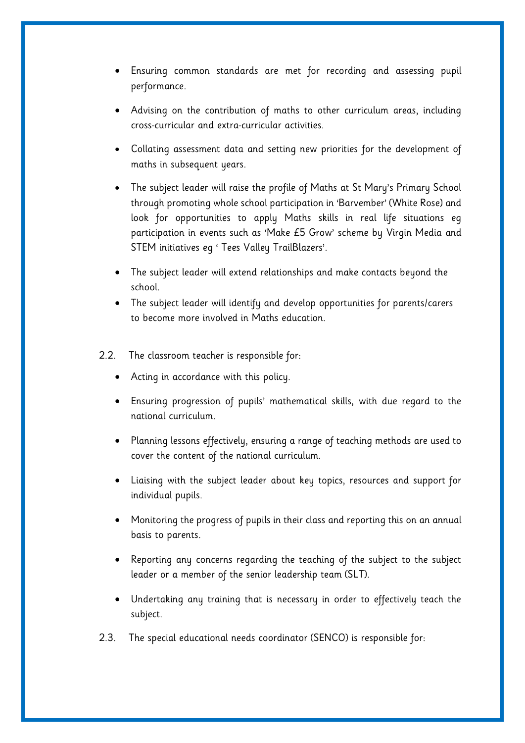- Ensuring common standards are met for recording and assessing pupil performance.
- Advising on the contribution of maths to other curriculum areas, including cross-curricular and extra-curricular activities.
- Collating assessment data and setting new priorities for the development of maths in subsequent years.
- The subject leader will raise the profile of Maths at St Mary's Primary School through promoting whole school participation in 'Barvember' (White Rose) and look for opportunities to apply Maths skills in real life situations eg participation in events such as 'Make £5 Grow' scheme by Virgin Media and STEM initiatives eg ' Tees Valley TrailBlazers'.
- The subject leader will extend relationships and make contacts beyond the school.
- The subject leader will identify and develop opportunities for parents/carers to become more involved in Maths education.

2.2. The classroom teacher is responsible for:

- Acting in accordance with this policy.
- Ensuring progression of pupils' mathematical skills, with due regard to the national curriculum.
- Planning lessons effectively, ensuring a range of teaching methods are used to cover the content of the national curriculum.
- Liaising with the subject leader about key topics, resources and support for individual pupils.
- Monitoring the progress of pupils in their class and reporting this on an annual basis to parents.
- Reporting any concerns regarding the teaching of the subject to the subject leader or a member of the senior leadership team (SLT).
- Undertaking any training that is necessary in order to effectively teach the subject.

2.3. The special educational needs coordinator (SENCO) is responsible for: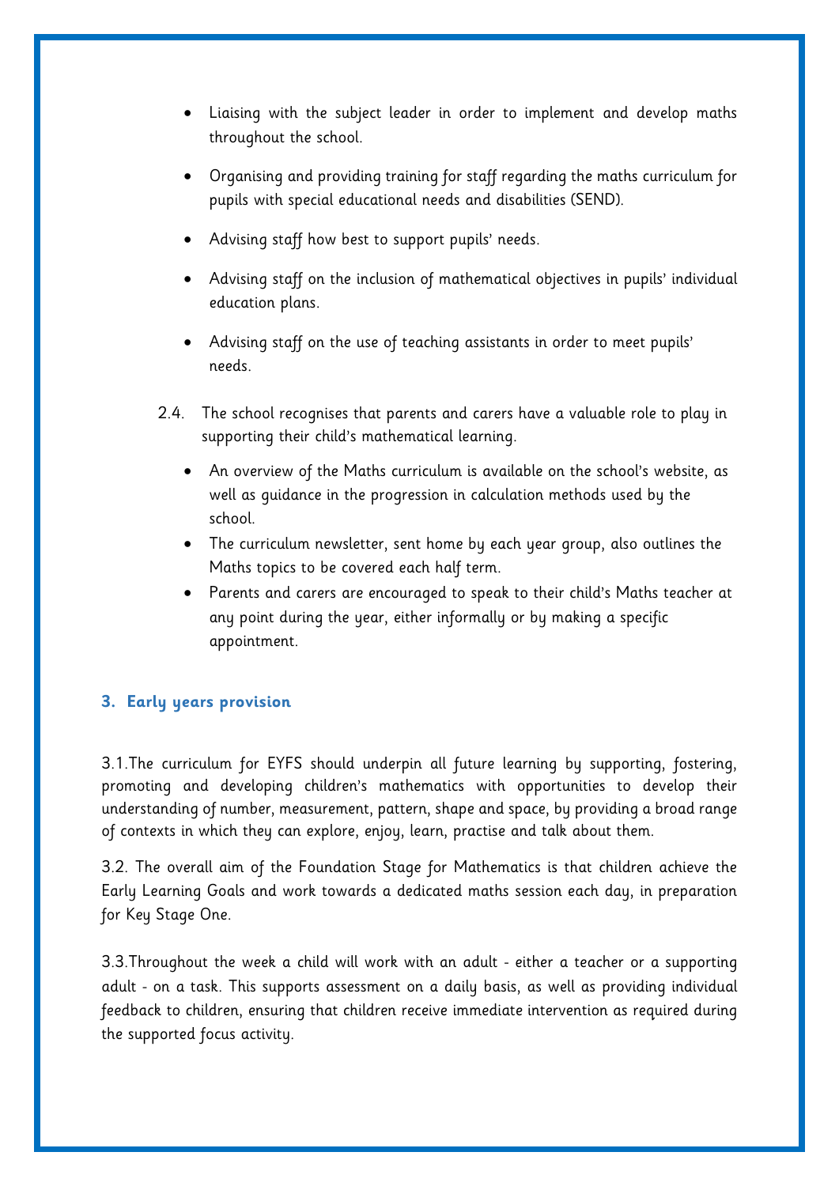- Liaising with the subject leader in order to implement and develop maths throughout the school.
- Organising and providing training for staff regarding the maths curriculum for pupils with special educational needs and disabilities (SEND).
- Advising staff how best to support pupils' needs.
- Advising staff on the inclusion of mathematical objectives in pupils' individual education plans.
- Advising staff on the use of teaching assistants in order to meet pupils' needs.

2.4. The school recognises that parents and carers have a valuable role to play in supporting their child's mathematical learning.

- An overview of the Maths curriculum is available on the school's website, as well as guidance in the progression in calculation methods used by the school.
- The curriculum newsletter, sent home by each year group, also outlines the Maths topics to be covered each half term.
- Parents and carers are encouraged to speak to their child's Maths teacher at any point during the year, either informally or by making a specific appointment.

## 3. Early years provision

3.1. The curriculum for EYFS should underpin all future learning by supporting, fostering, promoting and developing children's mathematics with opportunities to develop their understanding of number, measurement, pattern, shape and space, by providing a broad range of contexts in which they can explore, enjoy, learn, practise and talk about them.

3.2. The overall aim of the Foundation Stage for Mathematics is that children achieve the Early Learning Goals and work towards a dedicated maths session each day, in preparation for Key Stage One.

3.3. Throughout the week a child will work with an adult - either a teacher or a supporting adult - on a task. This supports assessment on a daily basis, as well as providing individual feedback to children, ensuring that children receive immediate intervention as required during the supported focus activity.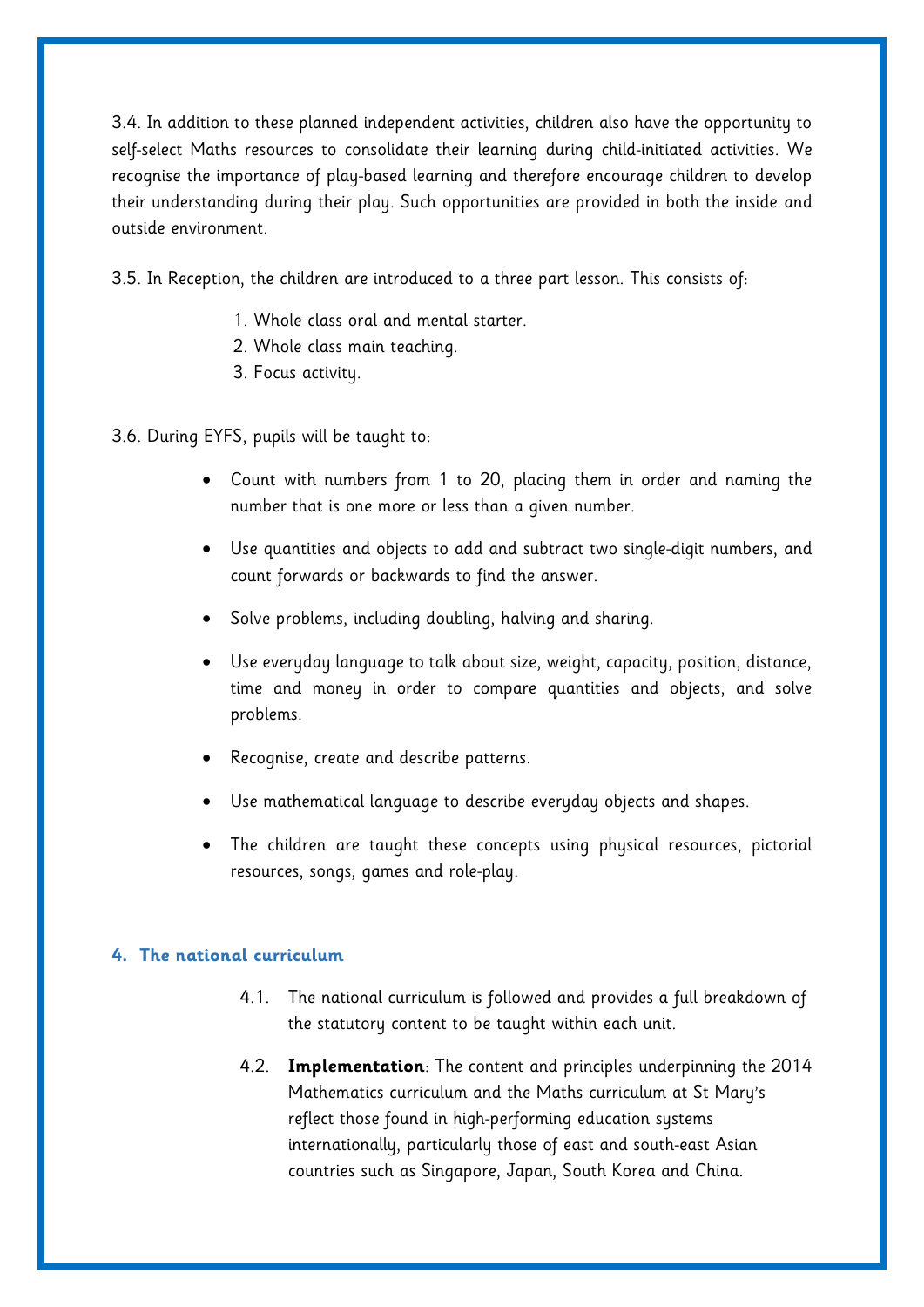3.4. In addition to these planned independent activities, children also have the opportunity to self-select Maths resources to consolidate their learning during child-initiated activities. We recognise the importance of play-based learning and therefore encourage children to develop their understanding during their play. Such opportunities are provided in both the inside and outside environment.

3.5. In Reception, the children are introduced to a three part lesson. This consists of:

1. Whole class oral and mental starter.
2. Whole class main teaching.
3. Focus activity.

3.6. During EYFS, pupils will be taught to:

- Count with numbers from 1 to 20, placing them in order and naming the number that is one more or less than a given number.
- Use quantities and objects to add and subtract two single-digit numbers, and count forwards or backwards to find the answer.
- Solve problems, including doubling, halving and sharing.
- Use everyday language to talk about size, weight, capacity, position, distance, time and money in order to compare quantities and objects, and solve problems.
- Recognise, create and describe patterns.
- Use mathematical language to describe everyday objects and shapes.
- The children are taught these concepts using physical resources, pictorial resources, songs, games and role-play.

## 4. The national curriculum

4.1. The national curriculum is followed and provides a full breakdown of the statutory content to be taught within each unit.

4.2. **Implementation**: The content and principles underpinning the 2014 Mathematics curriculum and the Maths curriculum at St Mary's reflect those found in high-performing education systems internationally, particularly those of east and south-east Asian countries such as Singapore, Japan, South Korea and China.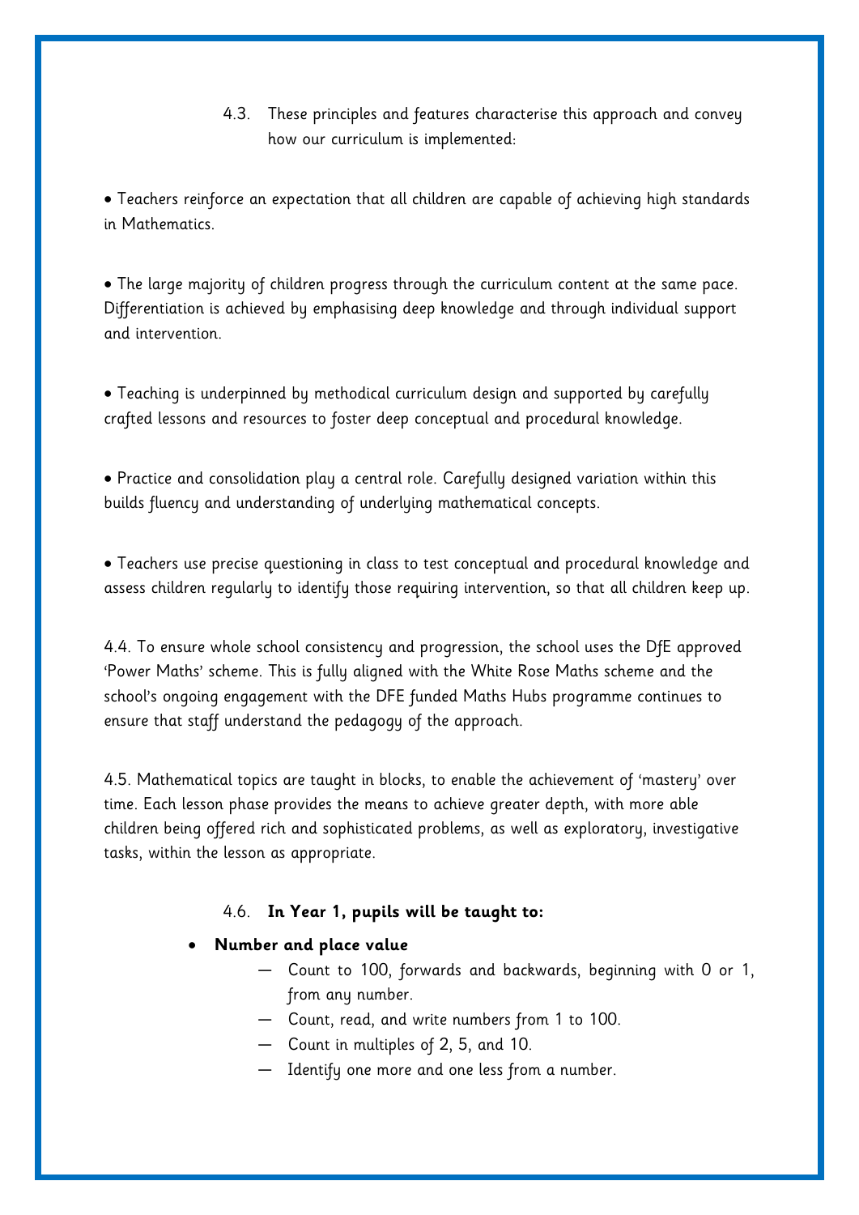4.3. These principles and features characterise this approach and convey how our curriculum is implemented:

• Teachers reinforce an expectation that all children are capable of achieving high standards in Mathematics.

• The large majority of children progress through the curriculum content at the same pace. Differentiation is achieved by emphasising deep knowledge and through individual support and intervention.

• Teaching is underpinned by methodical curriculum design and supported by carefully crafted lessons and resources to foster deep conceptual and procedural knowledge.

• Practice and consolidation play a central role. Carefully designed variation within this builds fluency and understanding of underlying mathematical concepts.

• Teachers use precise questioning in class to test conceptual and procedural knowledge and assess children regularly to identify those requiring intervention, so that all children keep up.

4.4. To ensure whole school consistency and progression, the school uses the DfE approved 'Power Maths' scheme. This is fully aligned with the White Rose Maths scheme and the school's ongoing engagement with the DFE funded Maths Hubs programme continues to ensure that staff understand the pedagogy of the approach.

4.5. Mathematical topics are taught in blocks, to enable the achievement of 'mastery' over time. Each lesson phase provides the means to achieve greater depth, with more able children being offered rich and sophisticated problems, as well as exploratory, investigative tasks, within the lesson as appropriate.

4.6. **In Year 1, pupils will be taught to:**

- **Number and place value**
  - Count to 100, forwards and backwards, beginning with 0 or 1, from any number.
  - Count, read, and write numbers from 1 to 100.
  - Count in multiples of 2, 5, and 10.
  - Identify one more and one less from a number.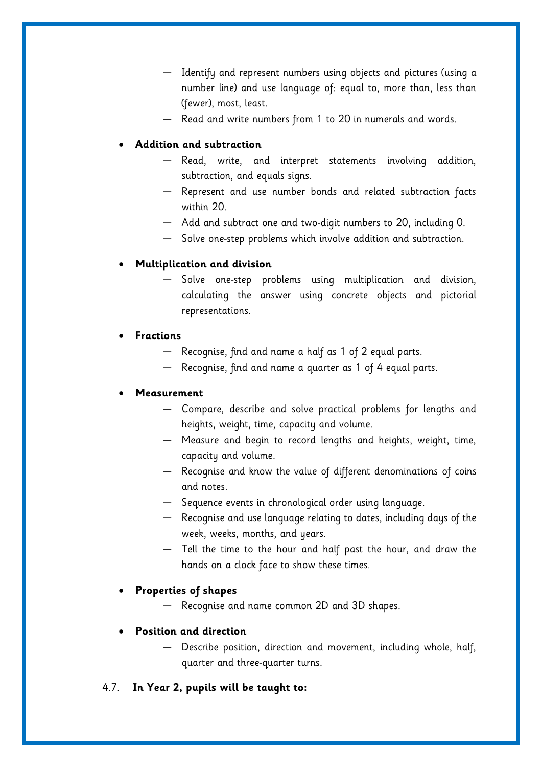- Identify and represent numbers using objects and pictures (using a number line) and use language of: equal to, more than, less than (fewer), most, least.
    - Read and write numbers from 1 to 20 in numerals and words.

- **Addition and subtraction**
    - Read, write, and interpret statements involving addition, subtraction, and equals signs.
    - Represent and use number bonds and related subtraction facts within 20.
    - Add and subtract one and two-digit numbers to 20, including 0.
    - Solve one-step problems which involve addition and subtraction.

- **Multiplication and division**
    - Solve one-step problems using multiplication and division, calculating the answer using concrete objects and pictorial representations.

- **Fractions**
    - Recognise, find and name a half as 1 of 2 equal parts.
    - Recognise, find and name a quarter as 1 of 4 equal parts.

- **Measurement**
    - Compare, describe and solve practical problems for lengths and heights, weight, time, capacity and volume.
    - Measure and begin to record lengths and heights, weight, time, capacity and volume.
    - Recognise and know the value of different denominations of coins and notes.
    - Sequence events in chronological order using language.
    - Recognise and use language relating to dates, including days of the week, weeks, months, and years.
    - Tell the time to the hour and half past the hour, and draw the hands on a clock face to show these times.

- **Properties of shapes**
    - Recognise and name common 2D and 3D shapes.

- **Position and direction**
    - Describe position, direction and movement, including whole, half, quarter and three-quarter turns.

4.7. **In Year 2, pupils will be taught to:**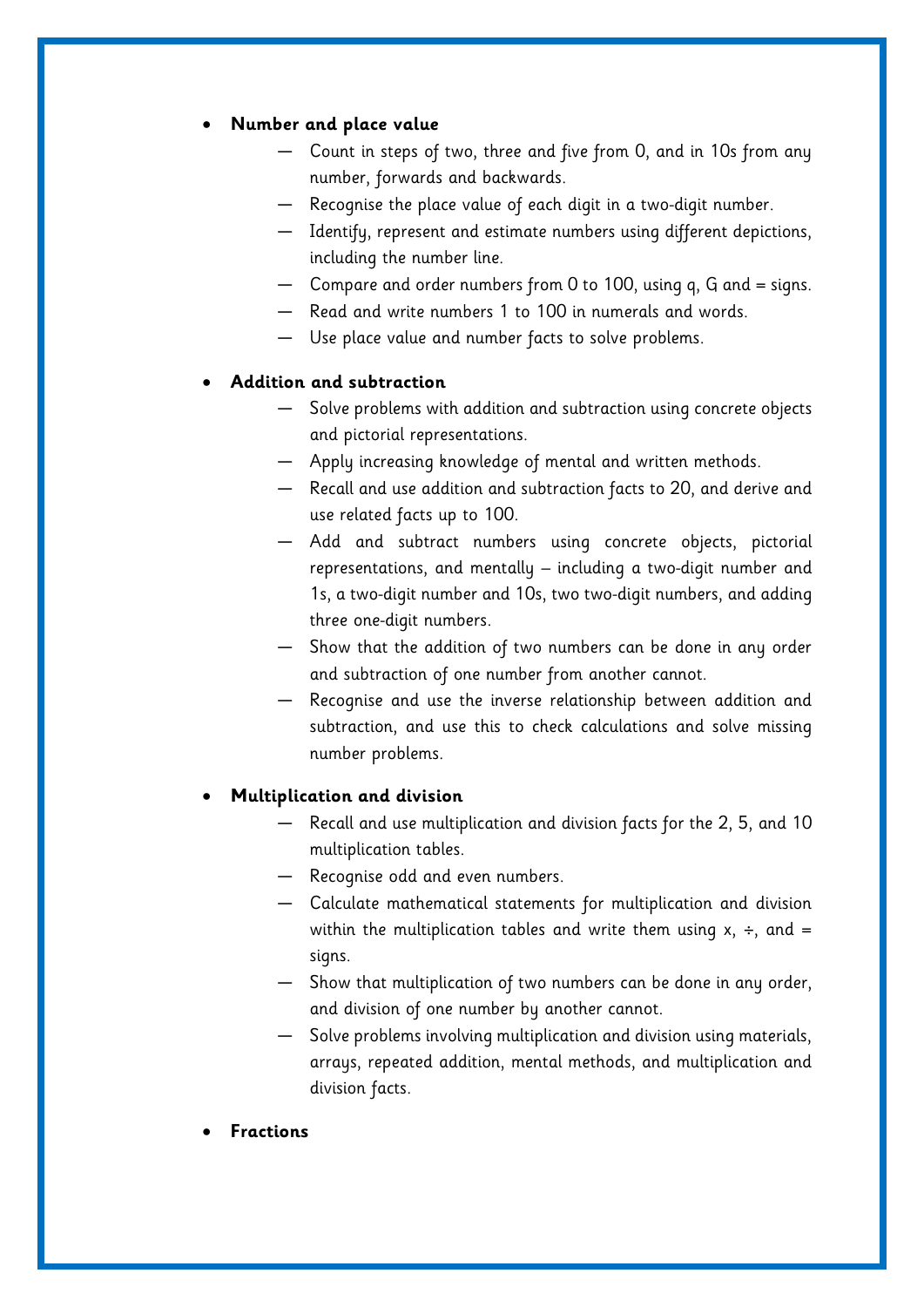- **Number and place value**
  - Count in steps of two, three and five from 0, and in 10s from any number, forwards and backwards.
  - Recognise the place value of each digit in a two-digit number.
  - Identify, represent and estimate numbers using different depictions, including the number line.
  - Compare and order numbers from 0 to 100, using q, G and = signs.
  - Read and write numbers 1 to 100 in numerals and words.
  - Use place value and number facts to solve problems.

- **Addition and subtraction**
  - Solve problems with addition and subtraction using concrete objects and pictorial representations.
  - Apply increasing knowledge of mental and written methods.
  - Recall and use addition and subtraction facts to 20, and derive and use related facts up to 100.
  - Add and subtract numbers using concrete objects, pictorial representations, and mentally – including a two-digit number and 1s, a two-digit number and 10s, two two-digit numbers, and adding three one-digit numbers.
  - Show that the addition of two numbers can be done in any order and subtraction of one number from another cannot.
  - Recognise and use the inverse relationship between addition and subtraction, and use this to check calculations and solve missing number problems.

- **Multiplication and division**
  - Recall and use multiplication and division facts for the 2, 5, and 10 multiplication tables.
  - Recognise odd and even numbers.
  - Calculate mathematical statements for multiplication and division within the multiplication tables and write them using x, ÷, and = signs.
  - Show that multiplication of two numbers can be done in any order, and division of one number by another cannot.
  - Solve problems involving multiplication and division using materials, arrays, repeated addition, mental methods, and multiplication and division facts.

- **Fractions**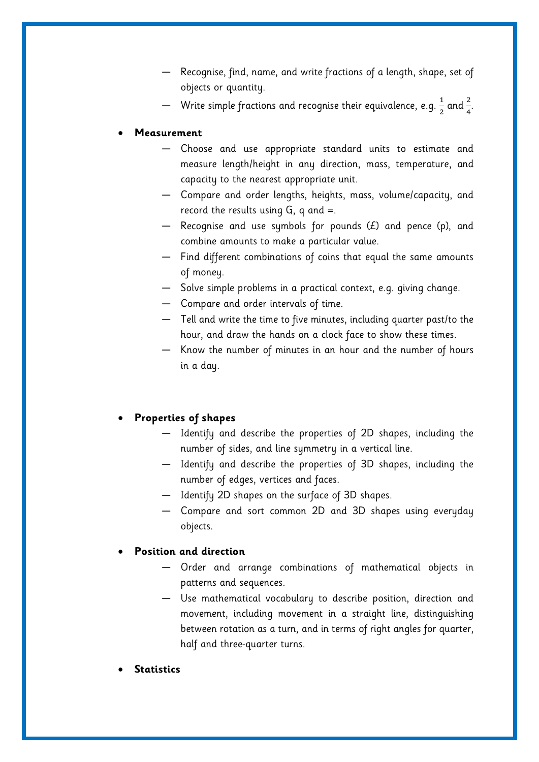- Recognise, find, name, and write fractions of a length, shape, set of objects or quantity.
  - Write simple fractions and recognise their equivalence, e.g. $\frac{1}{2}$ and $\frac{2}{4}$.

- **Measurement**
  - Choose and use appropriate standard units to estimate and measure length/height in any direction, mass, temperature, and capacity to the nearest appropriate unit.
  - Compare and order lengths, heights, mass, volume/capacity, and record the results using G, q and =.
  - Recognise and use symbols for pounds (£) and pence (p), and combine amounts to make a particular value.
  - Find different combinations of coins that equal the same amounts of money.
  - Solve simple problems in a practical context, e.g. giving change.
  - Compare and order intervals of time.
  - Tell and write the time to five minutes, including quarter past/to the hour, and draw the hands on a clock face to show these times.
  - Know the number of minutes in an hour and the number of hours in a day.

- **Properties of shapes**
  - Identify and describe the properties of 2D shapes, including the number of sides, and line symmetry in a vertical line.
  - Identify and describe the properties of 3D shapes, including the number of edges, vertices and faces.
  - Identify 2D shapes on the surface of 3D shapes.
  - Compare and sort common 2D and 3D shapes using everyday objects.

- **Position and direction**
  - Order and arrange combinations of mathematical objects in patterns and sequences.
  - Use mathematical vocabulary to describe position, direction and movement, including movement in a straight line, distinguishing between rotation as a turn, and in terms of right angles for quarter, half and three-quarter turns.

- **Statistics**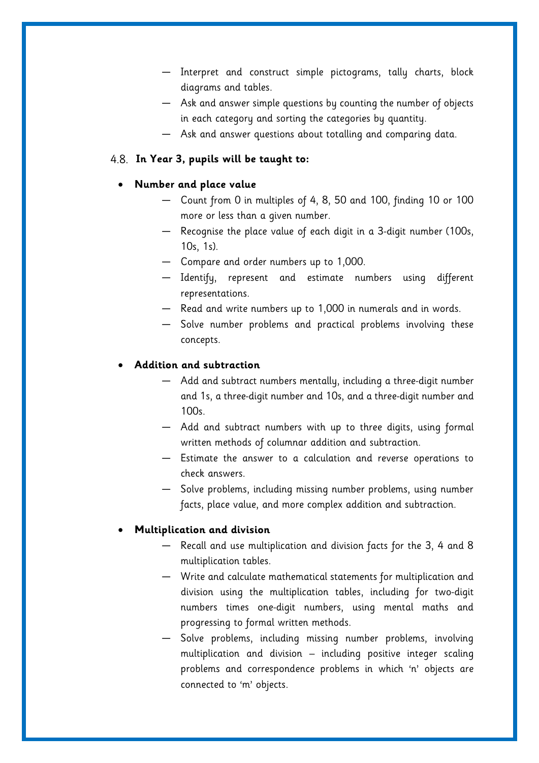- Interpret and construct simple pictograms, tally charts, block diagrams and tables.
- Ask and answer simple questions by counting the number of objects in each category and sorting the categories by quantity.
- Ask and answer questions about totalling and comparing data.

4.8. **In Year 3, pupils will be taught to:**

- **Number and place value**
  - Count from 0 in multiples of 4, 8, 50 and 100, finding 10 or 100 more or less than a given number.
  - Recognise the place value of each digit in a 3-digit number (100s, 10s, 1s).
  - Compare and order numbers up to 1,000.
  - Identify, represent and estimate numbers using different representations.
  - Read and write numbers up to 1,000 in numerals and in words.
  - Solve number problems and practical problems involving these concepts.

- **Addition and subtraction**
  - Add and subtract numbers mentally, including a three-digit number and 1s, a three-digit number and 10s, and a three-digit number and 100s.
  - Add and subtract numbers with up to three digits, using formal written methods of columnar addition and subtraction.
  - Estimate the answer to a calculation and reverse operations to check answers.
  - Solve problems, including missing number problems, using number facts, place value, and more complex addition and subtraction.

- **Multiplication and division**
  - Recall and use multiplication and division facts for the 3, 4 and 8 multiplication tables.
  - Write and calculate mathematical statements for multiplication and division using the multiplication tables, including for two-digit numbers times one-digit numbers, using mental maths and progressing to formal written methods.
  - Solve problems, including missing number problems, involving multiplication and division – including positive integer scaling problems and correspondence problems in which 'n' objects are connected to 'm' objects.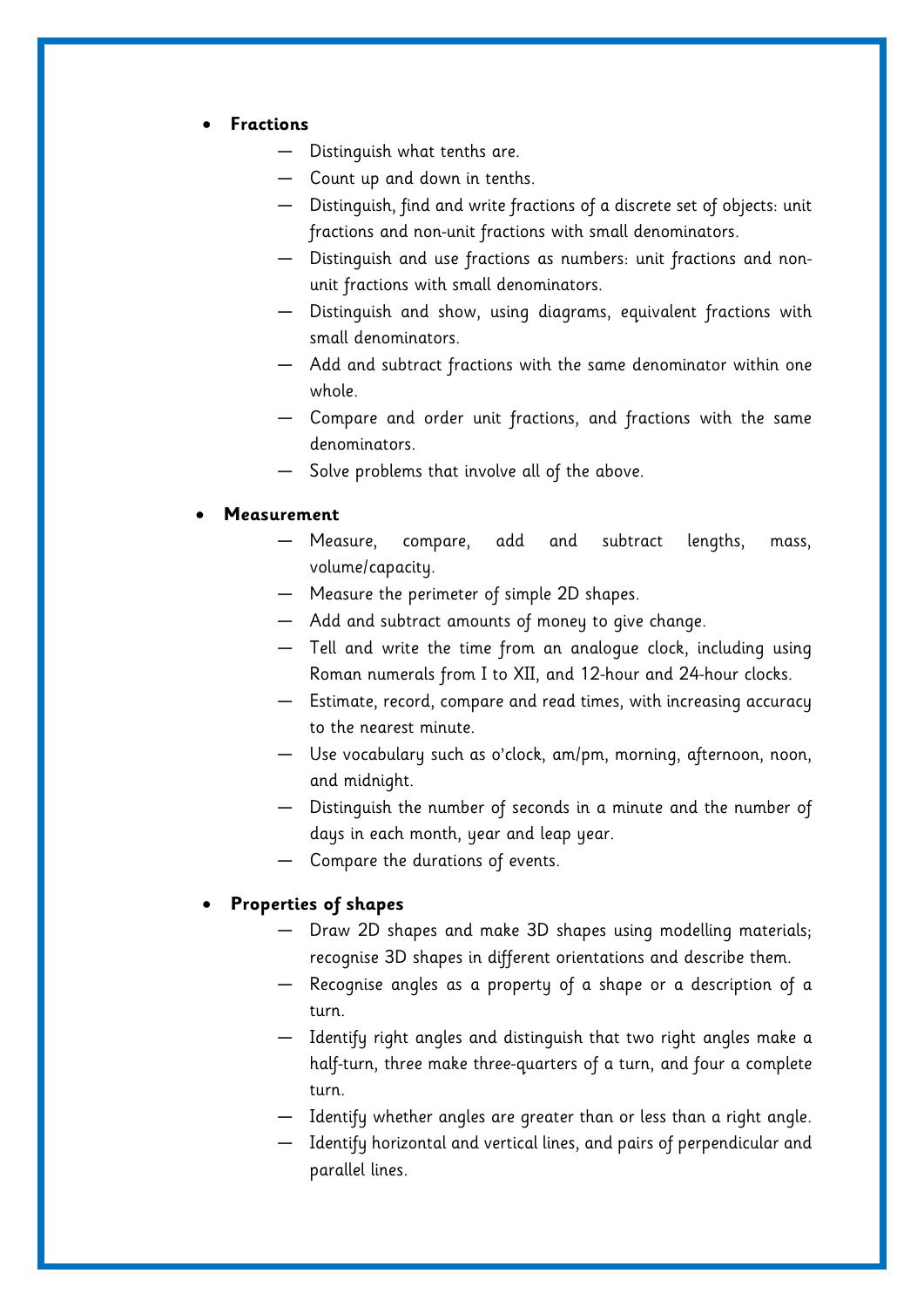- **Fractions**
  - Distinguish what tenths are.
  - Count up and down in tenths.
  - Distinguish, find and write fractions of a discrete set of objects: unit fractions and non-unit fractions with small denominators.
  - Distinguish and use fractions as numbers: unit fractions and non-unit fractions with small denominators.
  - Distinguish and show, using diagrams, equivalent fractions with small denominators.
  - Add and subtract fractions with the same denominator within one whole.
  - Compare and order unit fractions, and fractions with the same denominators.
  - Solve problems that involve all of the above.

- **Measurement**
  - Measure, compare, add and subtract lengths, mass, volume/capacity.
  - Measure the perimeter of simple 2D shapes.
  - Add and subtract amounts of money to give change.
  - Tell and write the time from an analogue clock, including using Roman numerals from I to XII, and 12-hour and 24-hour clocks.
  - Estimate, record, compare and read times, with increasing accuracy to the nearest minute.
  - Use vocabulary such as o'clock, am/pm, morning, afternoon, noon, and midnight.
  - Distinguish the number of seconds in a minute and the number of days in each month, year and leap year.
  - Compare the durations of events.

- **Properties of shapes**
  - Draw 2D shapes and make 3D shapes using modelling materials; recognise 3D shapes in different orientations and describe them.
  - Recognise angles as a property of a shape or a description of a turn.
  - Identify right angles and distinguish that two right angles make a half-turn, three make three-quarters of a turn, and four a complete turn.
  - Identify whether angles are greater than or less than a right angle.
  - Identify horizontal and vertical lines, and pairs of perpendicular and parallel lines.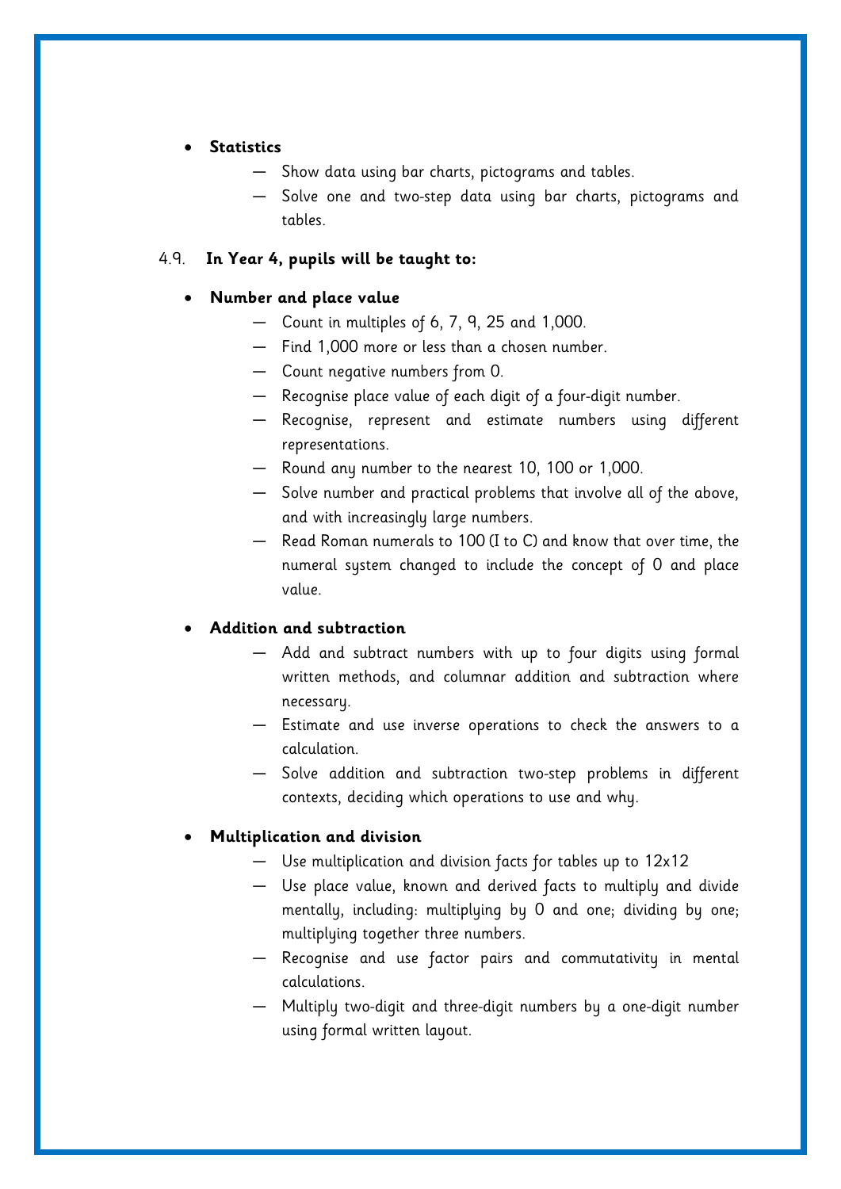- **Statistics**
  - Show data using bar charts, pictograms and tables.
  - Solve one and two-step data using bar charts, pictograms and tables.

4.9. **In Year 4, pupils will be taught to:**

- **Number and place value**
  - Count in multiples of 6, 7, 9, 25 and 1,000.
  - Find 1,000 more or less than a chosen number.
  - Count negative numbers from 0.
  - Recognise place value of each digit of a four-digit number.
  - Recognise, represent and estimate numbers using different representations.
  - Round any number to the nearest 10, 100 or 1,000.
  - Solve number and practical problems that involve all of the above, and with increasingly large numbers.
  - Read Roman numerals to 100 (I to C) and know that over time, the numeral system changed to include the concept of 0 and place value.

- **Addition and subtraction**
  - Add and subtract numbers with up to four digits using formal written methods, and columnar addition and subtraction where necessary.
  - Estimate and use inverse operations to check the answers to a calculation.
  - Solve addition and subtraction two-step problems in different contexts, deciding which operations to use and why.

- **Multiplication and division**
  - Use multiplication and division facts for tables up to 12x12
  - Use place value, known and derived facts to multiply and divide mentally, including: multiplying by 0 and one; dividing by one; multiplying together three numbers.
  - Recognise and use factor pairs and commutativity in mental calculations.
  - Multiply two-digit and three-digit numbers by a one-digit number using formal written layout.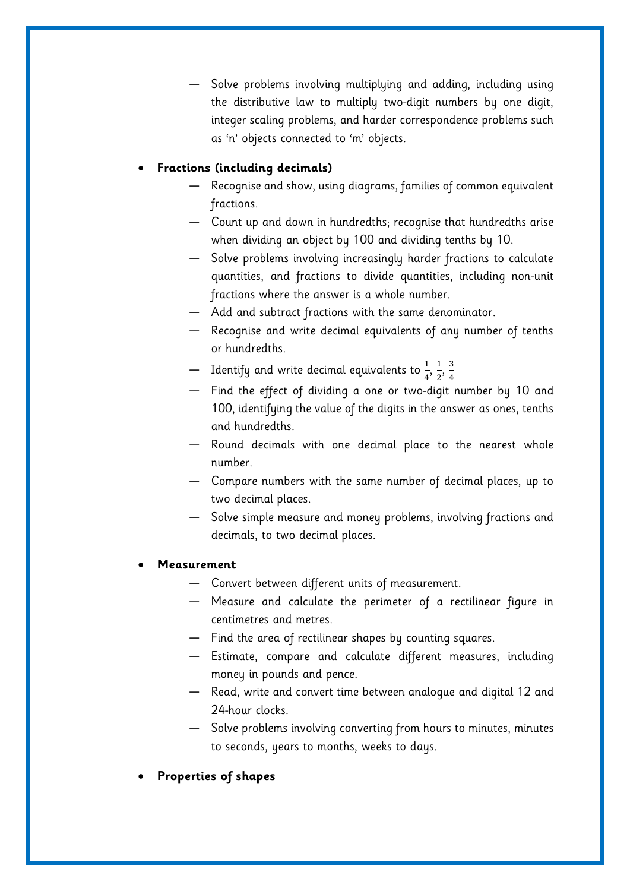- Solve problems involving multiplying and adding, including using the distributive law to multiply two-digit numbers by one digit, integer scaling problems, and harder correspondence problems such as 'n' objects connected to 'm' objects.

- **Fractions (including decimals)**
  - Recognise and show, using diagrams, families of common equivalent fractions.
  - Count up and down in hundredths; recognise that hundredths arise when dividing an object by 100 and dividing tenths by 10.
  - Solve problems involving increasingly harder fractions to calculate quantities, and fractions to divide quantities, including non-unit fractions where the answer is a whole number.
  - Add and subtract fractions with the same denominator.
  - Recognise and write decimal equivalents of any number of tenths or hundredths.
  - Identify and write decimal equivalents to $\frac{1}{4}, \frac{1}{2}, \frac{3}{4}$
  - Find the effect of dividing a one or two-digit number by 10 and 100, identifying the value of the digits in the answer as ones, tenths and hundredths.
  - Round decimals with one decimal place to the nearest whole number.
  - Compare numbers with the same number of decimal places, up to two decimal places.
  - Solve simple measure and money problems, involving fractions and decimals, to two decimal places.

- **Measurement**
  - Convert between different units of measurement.
  - Measure and calculate the perimeter of a rectilinear figure in centimetres and metres.
  - Find the area of rectilinear shapes by counting squares.
  - Estimate, compare and calculate different measures, including money in pounds and pence.
  - Read, write and convert time between analogue and digital 12 and 24-hour clocks.
  - Solve problems involving converting from hours to minutes, minutes to seconds, years to months, weeks to days.

- **Properties of shapes**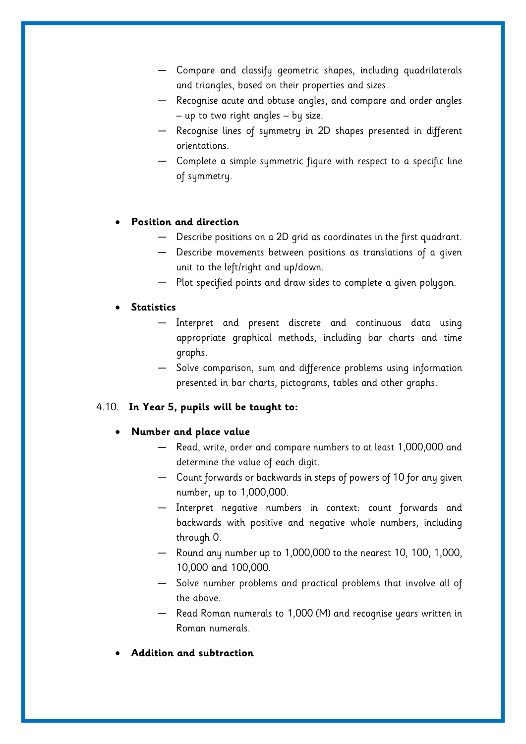- Compare and classify geometric shapes, including quadrilaterals and triangles, based on their properties and sizes.
  - Recognise acute and obtuse angles, and compare and order angles – up to two right angles – by size.
  - Recognise lines of symmetry in 2D shapes presented in different orientations.
  - Complete a simple symmetric figure with respect to a specific line of symmetry.

- **Position and direction**
  - Describe positions on a 2D grid as coordinates in the first quadrant.
  - Describe movements between positions as translations of a given unit to the left/right and up/down.
  - Plot specified points and draw sides to complete a given polygon.

- **Statistics**
  - Interpret and present discrete and continuous data using appropriate graphical methods, including bar charts and time graphs.
  - Solve comparison, sum and difference problems using information presented in bar charts, pictograms, tables and other graphs.

4.10. **In Year 5, pupils will be taught to:**

- **Number and place value**
  - Read, write, order and compare numbers to at least 1,000,000 and determine the value of each digit.
  - Count forwards or backwards in steps of powers of 10 for any given number, up to 1,000,000.
  - Interpret negative numbers in context: count forwards and backwards with positive and negative whole numbers, including through 0.
  - Round any number up to 1,000,000 to the nearest 10, 100, 1,000, 10,000 and 100,000.
  - Solve number problems and practical problems that involve all of the above.
  - Read Roman numerals to 1,000 (M) and recognise years written in Roman numerals.

- **Addition and subtraction**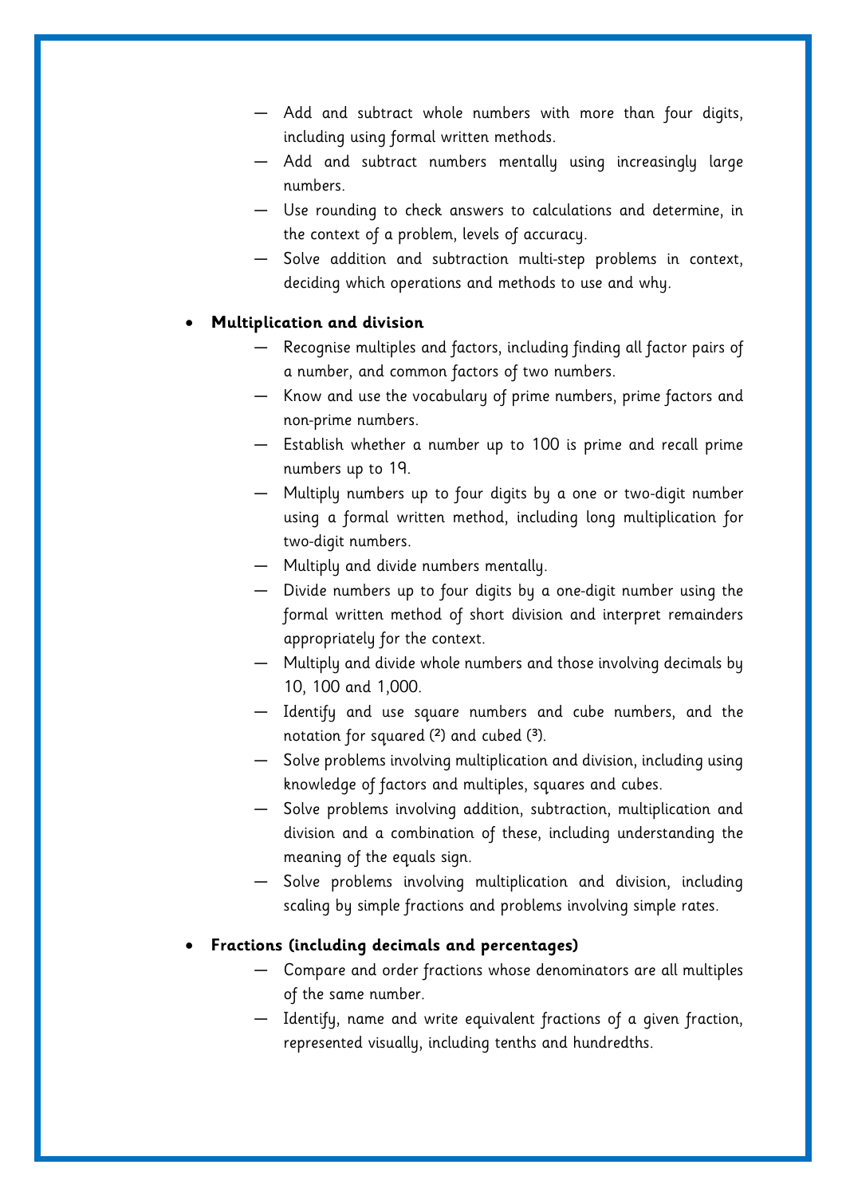- Add and subtract whole numbers with more than four digits, including using formal written methods.
    - Add and subtract numbers mentally using increasingly large numbers.
    - Use rounding to check answers to calculations and determine, in the context of a problem, levels of accuracy.
    - Solve addition and subtraction multi-step problems in context, deciding which operations and methods to use and why.

- **Multiplication and division**
    - Recognise multiples and factors, including finding all factor pairs of a number, and common factors of two numbers.
    - Know and use the vocabulary of prime numbers, prime factors and non-prime numbers.
    - Establish whether a number up to 100 is prime and recall prime numbers up to 19.
    - Multiply numbers up to four digits by a one or two-digit number using a formal written method, including long multiplication for two-digit numbers.
    - Multiply and divide numbers mentally.
    - Divide numbers up to four digits by a one-digit number using the formal written method of short division and interpret remainders appropriately for the context.
    - Multiply and divide whole numbers and those involving decimals by 10, 100 and 1,000.
    - Identify and use square numbers and cube numbers, and the notation for squared ($^2$) and cubed ($^3$).
    - Solve problems involving multiplication and division, including using knowledge of factors and multiples, squares and cubes.
    - Solve problems involving addition, subtraction, multiplication and division and a combination of these, including understanding the meaning of the equals sign.
    - Solve problems involving multiplication and division, including scaling by simple fractions and problems involving simple rates.

- **Fractions (including decimals and percentages)**
    - Compare and order fractions whose denominators are all multiples of the same number.
    - Identify, name and write equivalent fractions of a given fraction, represented visually, including tenths and hundredths.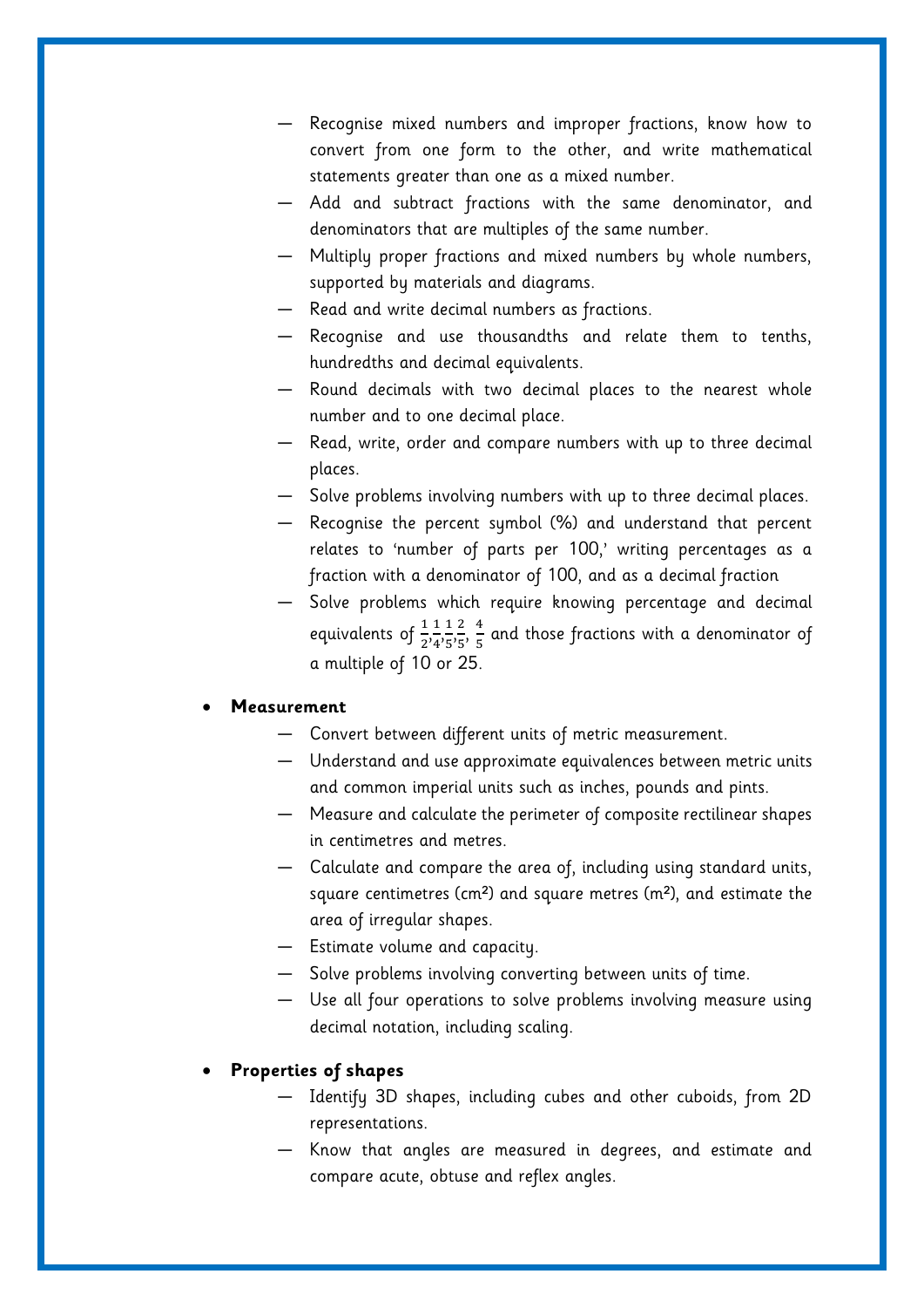- Recognise mixed numbers and improper fractions, know how to convert from one form to the other, and write mathematical statements greater than one as a mixed number.
- Add and subtract fractions with the same denominator, and denominators that are multiples of the same number.
- Multiply proper fractions and mixed numbers by whole numbers, supported by materials and diagrams.
- Read and write decimal numbers as fractions.
- Recognise and use thousandths and relate them to tenths, hundredths and decimal equivalents.
- Round decimals with two decimal places to the nearest whole number and to one decimal place.
- Read, write, order and compare numbers with up to three decimal places.
- Solve problems involving numbers with up to three decimal places.
- Recognise the percent symbol (%) and understand that percent relates to 'number of parts per 100,' writing percentages as a fraction with a denominator of 100, and as a decimal fraction
- Solve problems which require knowing percentage and decimal equivalents of $\frac{1}{2}$, $\frac{1}{4}$, $\frac{1}{5}$, $\frac{2}{5}$, $\frac{4}{5}$ and those fractions with a denominator of a multiple of 10 or 25.

- **Measurement**
  - Convert between different units of metric measurement.
  - Understand and use approximate equivalences between metric units and common imperial units such as inches, pounds and pints.
  - Measure and calculate the perimeter of composite rectilinear shapes in centimetres and metres.
  - Calculate and compare the area of, including using standard units, square centimetres ($cm^2$) and square metres ($m^2$), and estimate the area of irregular shapes.
  - Estimate volume and capacity.
  - Solve problems involving converting between units of time.
  - Use all four operations to solve problems involving measure using decimal notation, including scaling.

- **Properties of shapes**
  - Identify 3D shapes, including cubes and other cuboids, from 2D representations.
  - Know that angles are measured in degrees, and estimate and compare acute, obtuse and reflex angles.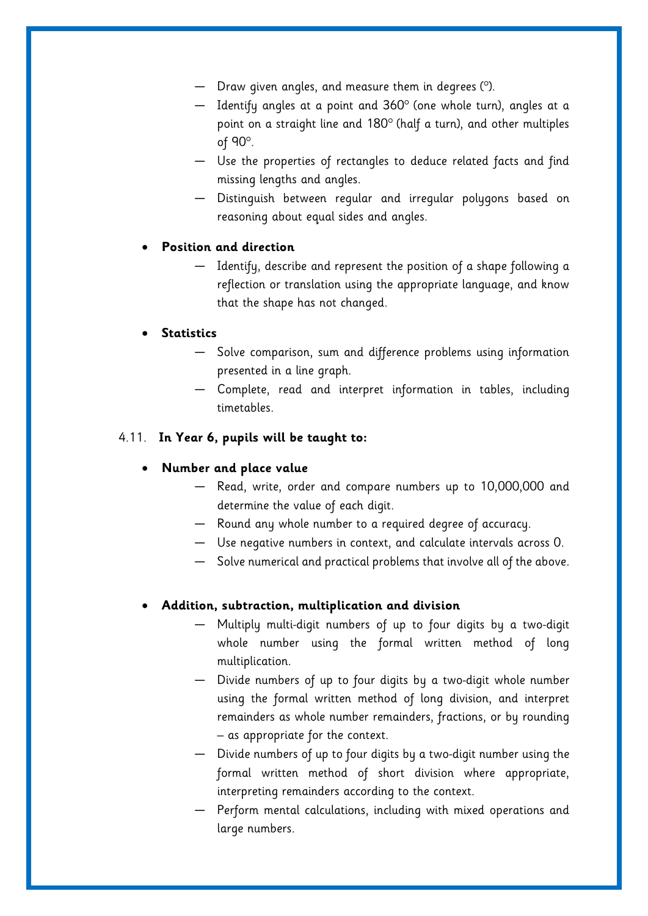- Draw given angles, and measure them in degrees (°).
- Identify angles at a point and 360° (one whole turn), angles at a point on a straight line and 180° (half a turn), and other multiples of 90°.
- Use the properties of rectangles to deduce related facts and find missing lengths and angles.
- Distinguish between regular and irregular polygons based on reasoning about equal sides and angles.

- **Position and direction**
  - Identify, describe and represent the position of a shape following a reflection or translation using the appropriate language, and know that the shape has not changed.

- **Statistics**
  - Solve comparison, sum and difference problems using information presented in a line graph.
  - Complete, read and interpret information in tables, including timetables.

4.11. **In Year 6, pupils will be taught to:**

- **Number and place value**
  - Read, write, order and compare numbers up to 10,000,000 and determine the value of each digit.
  - Round any whole number to a required degree of accuracy.
  - Use negative numbers in context, and calculate intervals across 0.
  - Solve numerical and practical problems that involve all of the above.

- **Addition, subtraction, multiplication and division**
  - Multiply multi-digit numbers of up to four digits by a two-digit whole number using the formal written method of long multiplication.
  - Divide numbers of up to four digits by a two-digit whole number using the formal written method of long division, and interpret remainders as whole number remainders, fractions, or by rounding – as appropriate for the context.
  - Divide numbers of up to four digits by a two-digit number using the formal written method of short division where appropriate, interpreting remainders according to the context.
  - Perform mental calculations, including with mixed operations and large numbers.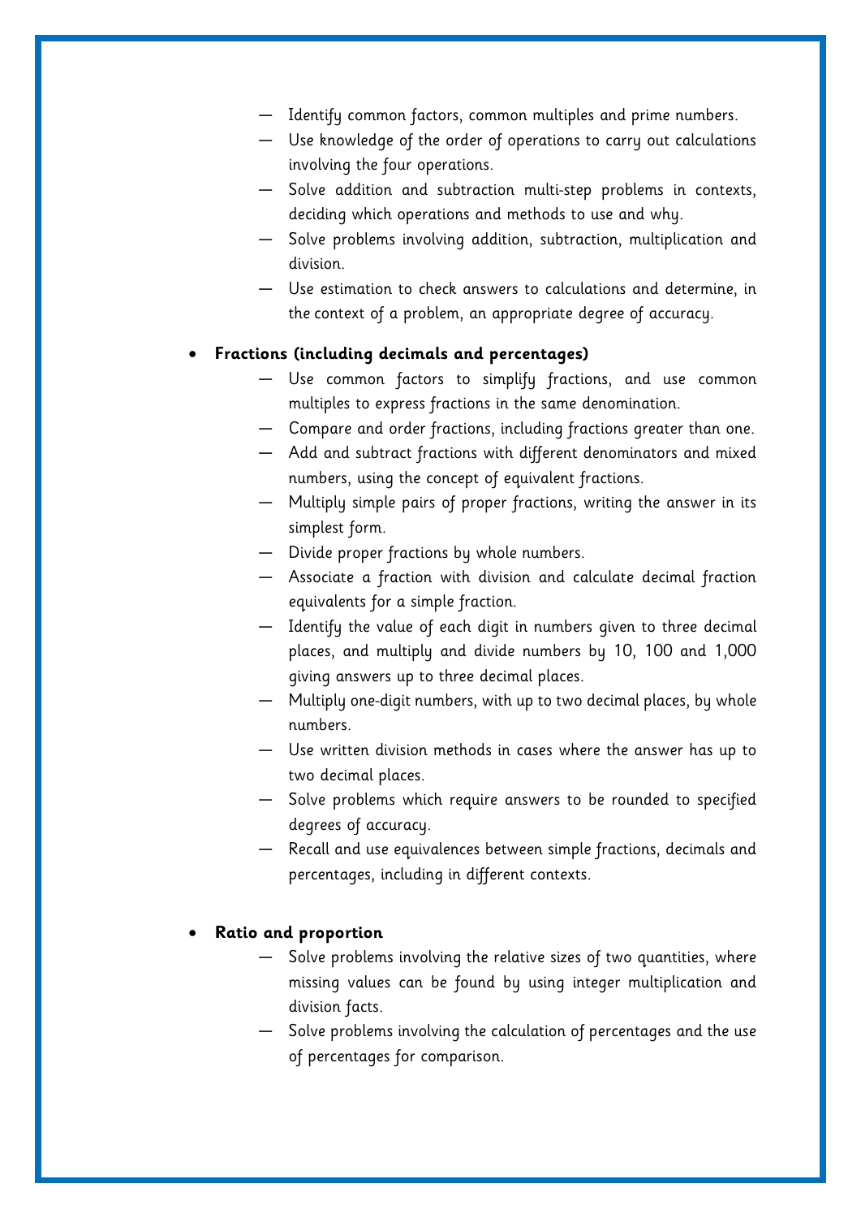- Identify common factors, common multiples and prime numbers.
- Use knowledge of the order of operations to carry out calculations involving the four operations.
- Solve addition and subtraction multi-step problems in contexts, deciding which operations and methods to use and why.
- Solve problems involving addition, subtraction, multiplication and division.
- Use estimation to check answers to calculations and determine, in the context of a problem, an appropriate degree of accuracy.

- **Fractions (including decimals and percentages)**
  - Use common factors to simplify fractions, and use common multiples to express fractions in the same denomination.
  - Compare and order fractions, including fractions greater than one.
  - Add and subtract fractions with different denominators and mixed numbers, using the concept of equivalent fractions.
  - Multiply simple pairs of proper fractions, writing the answer in its simplest form.
  - Divide proper fractions by whole numbers.
  - Associate a fraction with division and calculate decimal fraction equivalents for a simple fraction.
  - Identify the value of each digit in numbers given to three decimal places, and multiply and divide numbers by 10, 100 and 1,000 giving answers up to three decimal places.
  - Multiply one-digit numbers, with up to two decimal places, by whole numbers.
  - Use written division methods in cases where the answer has up to two decimal places.
  - Solve problems which require answers to be rounded to specified degrees of accuracy.
  - Recall and use equivalences between simple fractions, decimals and percentages, including in different contexts.

- **Ratio and proportion**
  - Solve problems involving the relative sizes of two quantities, where missing values can be found by using integer multiplication and division facts.
  - Solve problems involving the calculation of percentages and the use of percentages for comparison.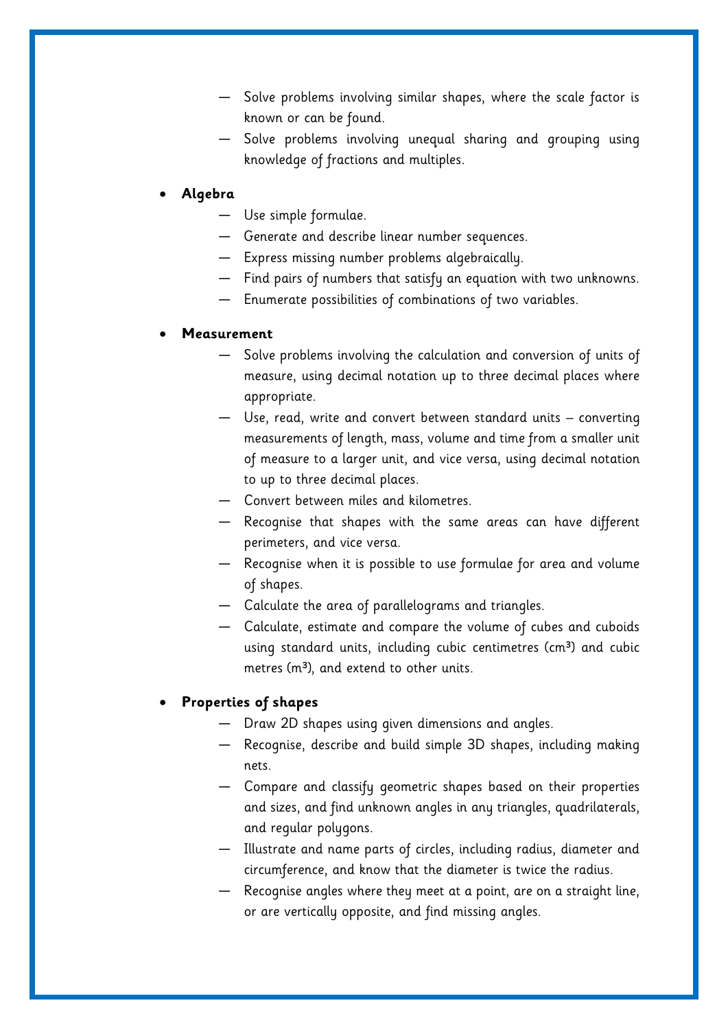- Solve problems involving similar shapes, where the scale factor is known or can be found.
- Solve problems involving unequal sharing and grouping using knowledge of fractions and multiples.

- **Algebra**
  - Use simple formulae.
  - Generate and describe linear number sequences.
  - Express missing number problems algebraically.
  - Find pairs of numbers that satisfy an equation with two unknowns.
  - Enumerate possibilities of combinations of two variables.

- **Measurement**
  - Solve problems involving the calculation and conversion of units of measure, using decimal notation up to three decimal places where appropriate.
  - Use, read, write and convert between standard units – converting measurements of length, mass, volume and time from a smaller unit of measure to a larger unit, and vice versa, using decimal notation to up to three decimal places.
  - Convert between miles and kilometres.
  - Recognise that shapes with the same areas can have different perimeters, and vice versa.
  - Recognise when it is possible to use formulae for area and volume of shapes.
  - Calculate the area of parallelograms and triangles.
  - Calculate, estimate and compare the volume of cubes and cuboids using standard units, including cubic centimetres ($cm^3$) and cubic metres ($m^3$), and extend to other units.

- **Properties of shapes**
  - Draw 2D shapes using given dimensions and angles.
  - Recognise, describe and build simple 3D shapes, including making nets.
  - Compare and classify geometric shapes based on their properties and sizes, and find unknown angles in any triangles, quadrilaterals, and regular polygons.
  - Illustrate and name parts of circles, including radius, diameter and circumference, and know that the diameter is twice the radius.
  - Recognise angles where they meet at a point, are on a straight line, or are vertically opposite, and find missing angles.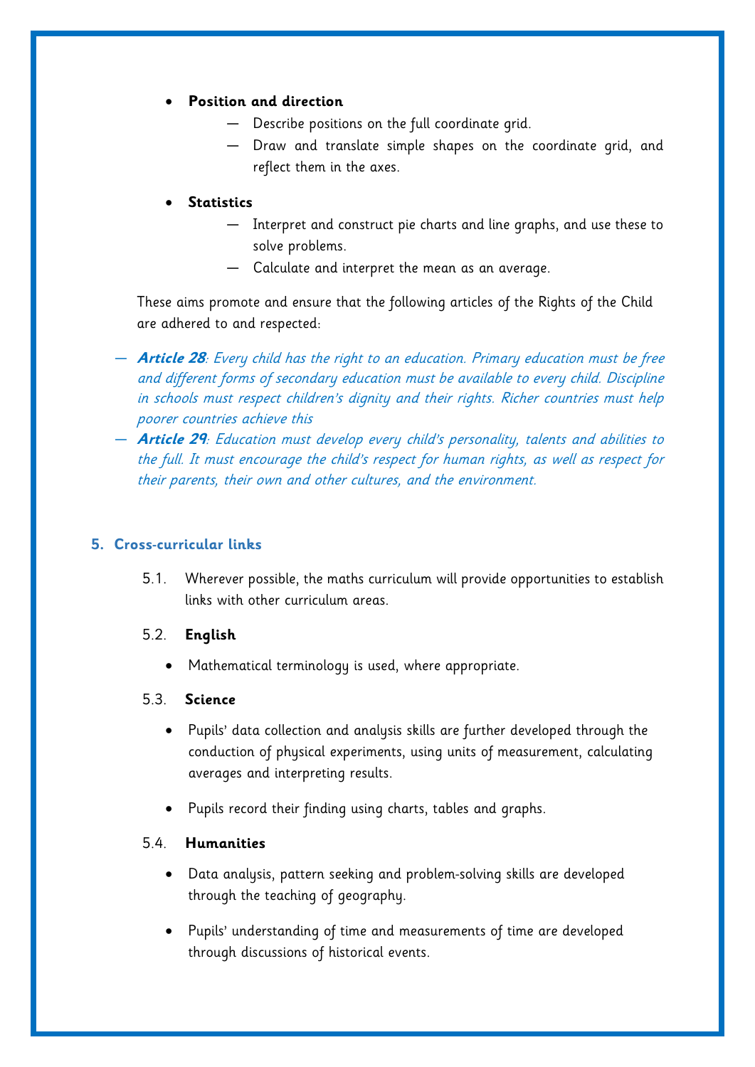- **Position and direction**
  - Describe positions on the full coordinate grid.
  - Draw and translate simple shapes on the coordinate grid, and reflect them in the axes.
- **Statistics**
  - Interpret and construct pie charts and line graphs, and use these to solve problems.
  - Calculate and interpret the mean as an average.

These aims promote and ensure that the following articles of the Rights of the Child are adhered to and respected:

- ***Article 28***: *Every child has the right to an education. Primary education must be free and different forms of secondary education must be available to every child. Discipline in schools must respect children's dignity and their rights. Richer countries must help poorer countries achieve this*
- ***Article 29***: *Education must develop every child's personality, talents and abilities to the full. It must encourage the child's respect for human rights, as well as respect for their parents, their own and other cultures, and the environment.*

## 5. Cross-curricular links

5.1. Wherever possible, the maths curriculum will provide opportunities to establish links with other curriculum areas.

5.2. **English**

- Mathematical terminology is used, where appropriate.

5.3. **Science**

- Pupils' data collection and analysis skills are further developed through the conduction of physical experiments, using units of measurement, calculating averages and interpreting results.
- Pupils record their finding using charts, tables and graphs.

5.4. **Humanities**

- Data analysis, pattern seeking and problem-solving skills are developed through the teaching of geography.
- Pupils' understanding of time and measurements of time are developed through discussions of historical events.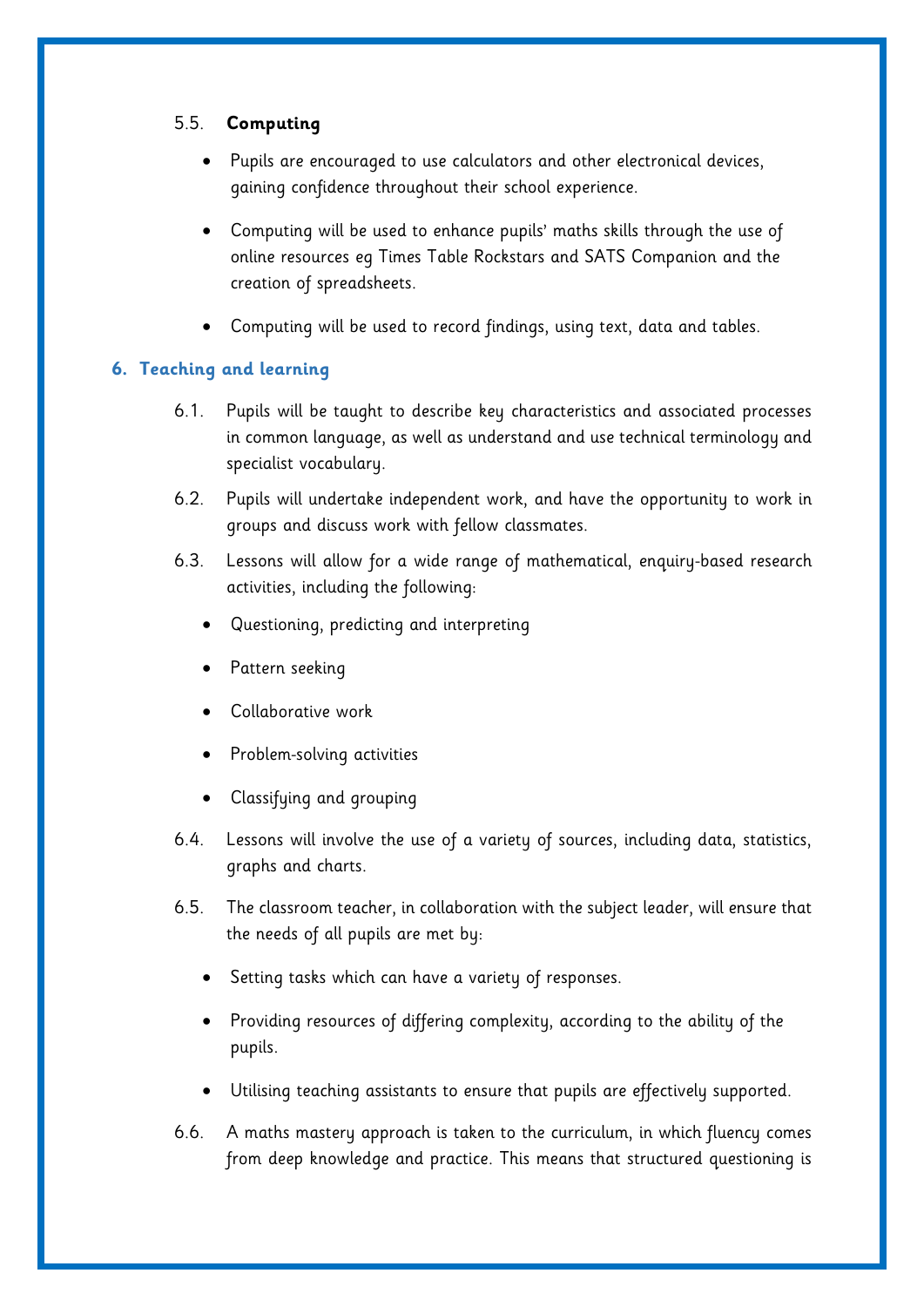5.5. **Computing**

- Pupils are encouraged to use calculators and other electronical devices, gaining confidence throughout their school experience.
- Computing will be used to enhance pupils' maths skills through the use of online resources eg Times Table Rockstars and SATS Companion and the creation of spreadsheets.
- Computing will be used to record findings, using text, data and tables.

## 6. Teaching and learning

6.1. Pupils will be taught to describe key characteristics and associated processes in common language, as well as understand and use technical terminology and specialist vocabulary.

6.2. Pupils will undertake independent work, and have the opportunity to work in groups and discuss work with fellow classmates.

6.3. Lessons will allow for a wide range of mathematical, enquiry-based research activities, including the following:

- Questioning, predicting and interpreting
- Pattern seeking
- Collaborative work
- Problem-solving activities
- Classifying and grouping

6.4. Lessons will involve the use of a variety of sources, including data, statistics, graphs and charts.

6.5. The classroom teacher, in collaboration with the subject leader, will ensure that the needs of all pupils are met by:

- Setting tasks which can have a variety of responses.
- Providing resources of differing complexity, according to the ability of the pupils.
- Utilising teaching assistants to ensure that pupils are effectively supported.

6.6. A maths mastery approach is taken to the curriculum, in which fluency comes from deep knowledge and practice. This means that structured questioning is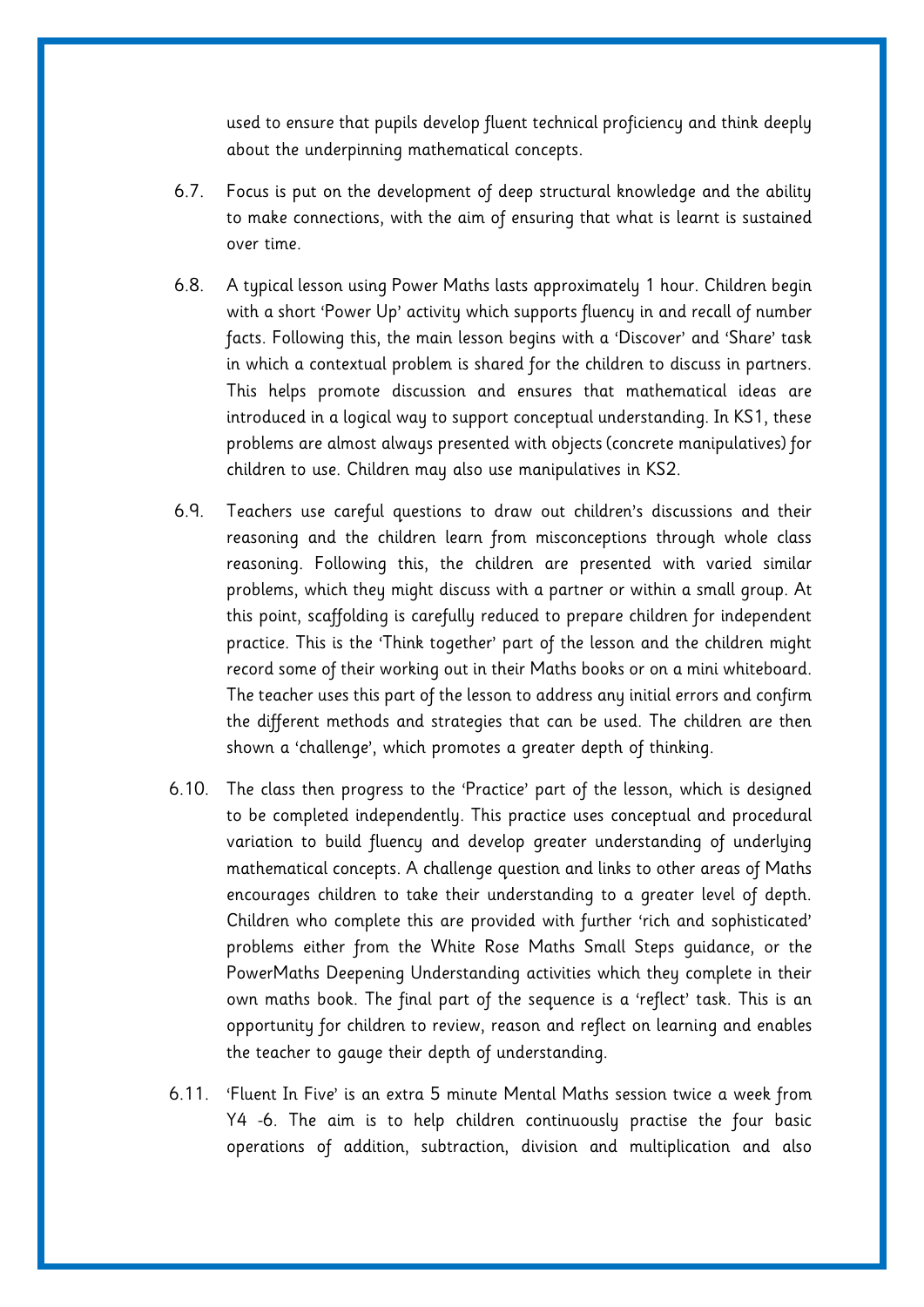used to ensure that pupils develop fluent technical proficiency and think deeply about the underpinning mathematical concepts.

6.7. Focus is put on the development of deep structural knowledge and the ability to make connections, with the aim of ensuring that what is learnt is sustained over time.

6.8. A typical lesson using Power Maths lasts approximately 1 hour. Children begin with a short 'Power Up' activity which supports fluency in and recall of number facts. Following this, the main lesson begins with a 'Discover' and 'Share' task in which a contextual problem is shared for the children to discuss in partners. This helps promote discussion and ensures that mathematical ideas are introduced in a logical way to support conceptual understanding. In KS1, these problems are almost always presented with objects (concrete manipulatives) for children to use. Children may also use manipulatives in KS2.

6.9. Teachers use careful questions to draw out children's discussions and their reasoning and the children learn from misconceptions through whole class reasoning. Following this, the children are presented with varied similar problems, which they might discuss with a partner or within a small group. At this point, scaffolding is carefully reduced to prepare children for independent practice. This is the 'Think together' part of the lesson and the children might record some of their working out in their Maths books or on a mini whiteboard. The teacher uses this part of the lesson to address any initial errors and confirm the different methods and strategies that can be used. The children are then shown a 'challenge', which promotes a greater depth of thinking.

6.10. The class then progress to the 'Practice' part of the lesson, which is designed to be completed independently. This practice uses conceptual and procedural variation to build fluency and develop greater understanding of underlying mathematical concepts. A challenge question and links to other areas of Maths encourages children to take their understanding to a greater level of depth. Children who complete this are provided with further 'rich and sophisticated' problems either from the White Rose Maths Small Steps guidance, or the PowerMaths Deepening Understanding activities which they complete in their own maths book. The final part of the sequence is a 'reflect' task. This is an opportunity for children to review, reason and reflect on learning and enables the teacher to gauge their depth of understanding.

6.11. 'Fluent In Five' is an extra 5 minute Mental Maths session twice a week from Y4 -6. The aim is to help children continuously practise the four basic operations of addition, subtraction, division and multiplication and also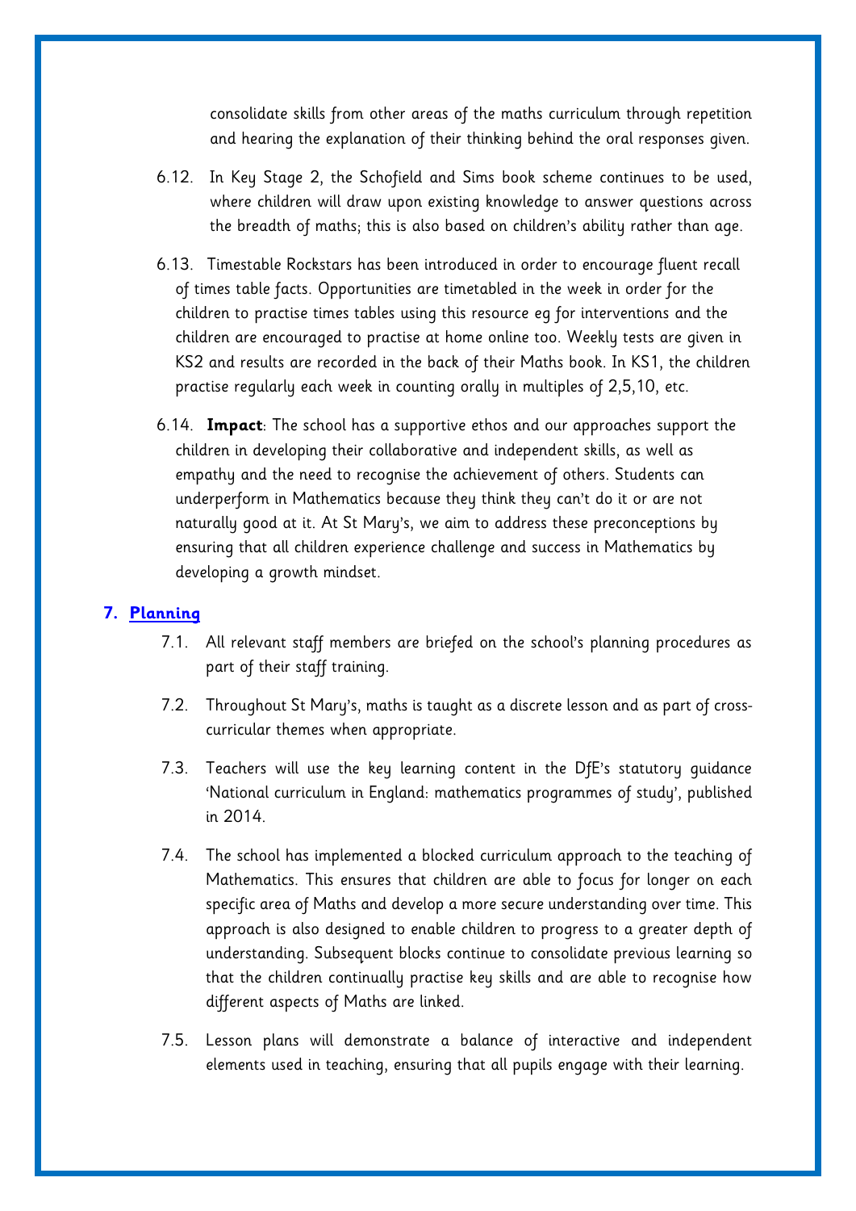consolidate skills from other areas of the maths curriculum through repetition and hearing the explanation of their thinking behind the oral responses given.

6.12. In Key Stage 2, the Schofield and Sims book scheme continues to be used, where children will draw upon existing knowledge to answer questions across the breadth of maths; this is also based on children's ability rather than age.

6.13. Timestable Rockstars has been introduced in order to encourage fluent recall of times table facts. Opportunities are timetabled in the week in order for the children to practise times tables using this resource eg for interventions and the children are encouraged to practise at home online too. Weekly tests are given in KS2 and results are recorded in the back of their Maths book. In KS1, the children practise regularly each week in counting orally in multiples of 2,5,10, etc.

6.14. **Impact**: The school has a supportive ethos and our approaches support the children in developing their collaborative and independent skills, as well as empathy and the need to recognise the achievement of others. Students can underperform in Mathematics because they think they can't do it or are not naturally good at it. At St Mary's, we aim to address these preconceptions by ensuring that all children experience challenge and success in Mathematics by developing a growth mindset.

## 7. Planning

7.1. All relevant staff members are briefed on the school's planning procedures as part of their staff training.

7.2. Throughout St Mary's, maths is taught as a discrete lesson and as part of cross-curricular themes when appropriate.

7.3. Teachers will use the key learning content in the DfE's statutory guidance 'National curriculum in England: mathematics programmes of study', published in 2014.

7.4. The school has implemented a blocked curriculum approach to the teaching of Mathematics. This ensures that children are able to focus for longer on each specific area of Maths and develop a more secure understanding over time. This approach is also designed to enable children to progress to a greater depth of understanding. Subsequent blocks continue to consolidate previous learning so that the children continually practise key skills and are able to recognise how different aspects of Maths are linked.

7.5. Lesson plans will demonstrate a balance of interactive and independent elements used in teaching, ensuring that all pupils engage with their learning.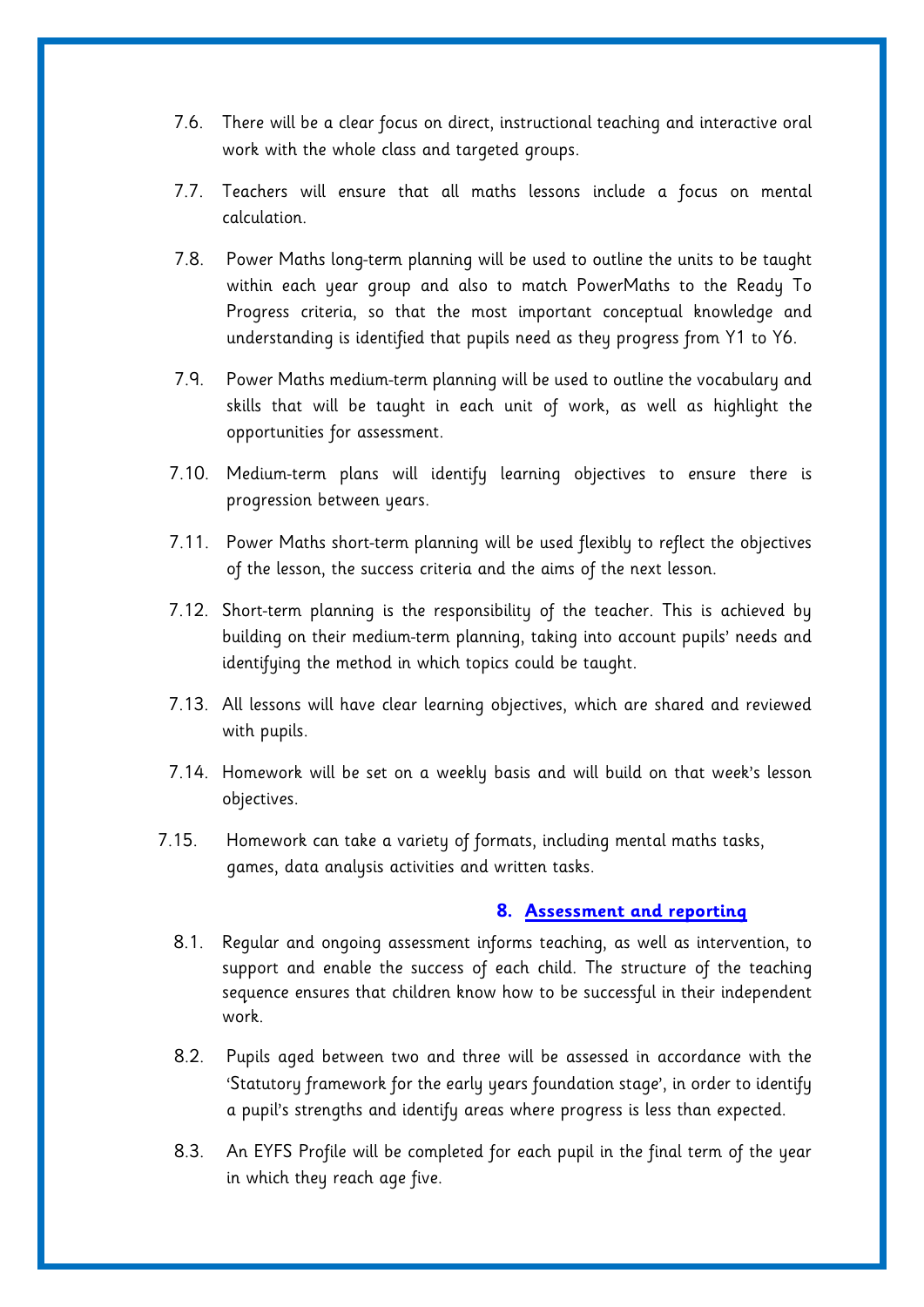7.6. There will be a clear focus on direct, instructional teaching and interactive oral work with the whole class and targeted groups.

7.7. Teachers will ensure that all maths lessons include a focus on mental calculation.

7.8. Power Maths long-term planning will be used to outline the units to be taught within each year group and also to match PowerMaths to the Ready To Progress criteria, so that the most important conceptual knowledge and understanding is identified that pupils need as they progress from Y1 to Y6.

7.9. Power Maths medium-term planning will be used to outline the vocabulary and skills that will be taught in each unit of work, as well as highlight the opportunities for assessment.

7.10. Medium-term plans will identify learning objectives to ensure there is progression between years.

7.11. Power Maths short-term planning will be used flexibly to reflect the objectives of the lesson, the success criteria and the aims of the next lesson.

7.12. Short-term planning is the responsibility of the teacher. This is achieved by building on their medium-term planning, taking into account pupils' needs and identifying the method in which topics could be taught.

7.13. All lessons will have clear learning objectives, which are shared and reviewed with pupils.

7.14. Homework will be set on a weekly basis and will build on that week's lesson objectives.

7.15. Homework can take a variety of formats, including mental maths tasks, games, data analysis activities and written tasks.

## 8. Assessment and reporting

8.1. Regular and ongoing assessment informs teaching, as well as intervention, to support and enable the success of each child. The structure of the teaching sequence ensures that children know how to be successful in their independent work.

8.2. Pupils aged between two and three will be assessed in accordance with the 'Statutory framework for the early years foundation stage', in order to identify a pupil's strengths and identify areas where progress is less than expected.

8.3. An EYFS Profile will be completed for each pupil in the final term of the year in which they reach age five.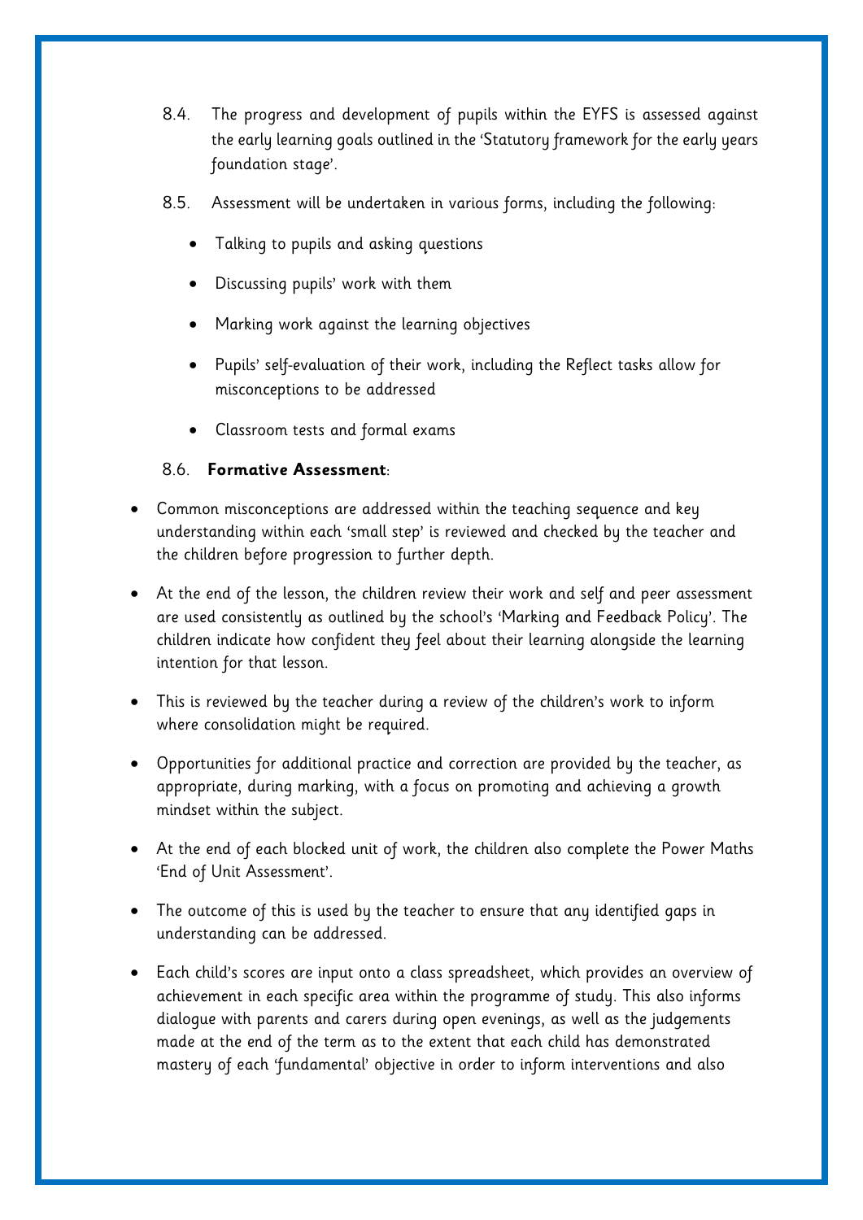8.4. The progress and development of pupils within the EYFS is assessed against the early learning goals outlined in the 'Statutory framework for the early years foundation stage'.

8.5. Assessment will be undertaken in various forms, including the following:

- Talking to pupils and asking questions
- Discussing pupils' work with them
- Marking work against the learning objectives
- Pupils' self-evaluation of their work, including the Reflect tasks allow for misconceptions to be addressed
- Classroom tests and formal exams

8.6. **Formative Assessment**:

- Common misconceptions are addressed within the teaching sequence and key understanding within each 'small step' is reviewed and checked by the teacher and the children before progression to further depth.
- At the end of the lesson, the children review their work and self and peer assessment are used consistently as outlined by the school's 'Marking and Feedback Policy'. The children indicate how confident they feel about their learning alongside the learning intention for that lesson.
- This is reviewed by the teacher during a review of the children's work to inform where consolidation might be required.
- Opportunities for additional practice and correction are provided by the teacher, as appropriate, during marking, with a focus on promoting and achieving a growth mindset within the subject.
- At the end of each blocked unit of work, the children also complete the Power Maths 'End of Unit Assessment'.
- The outcome of this is used by the teacher to ensure that any identified gaps in understanding can be addressed.
- Each child's scores are input onto a class spreadsheet, which provides an overview of achievement in each specific area within the programme of study. This also informs dialogue with parents and carers during open evenings, as well as the judgements made at the end of the term as to the extent that each child has demonstrated mastery of each 'fundamental' objective in order to inform interventions and also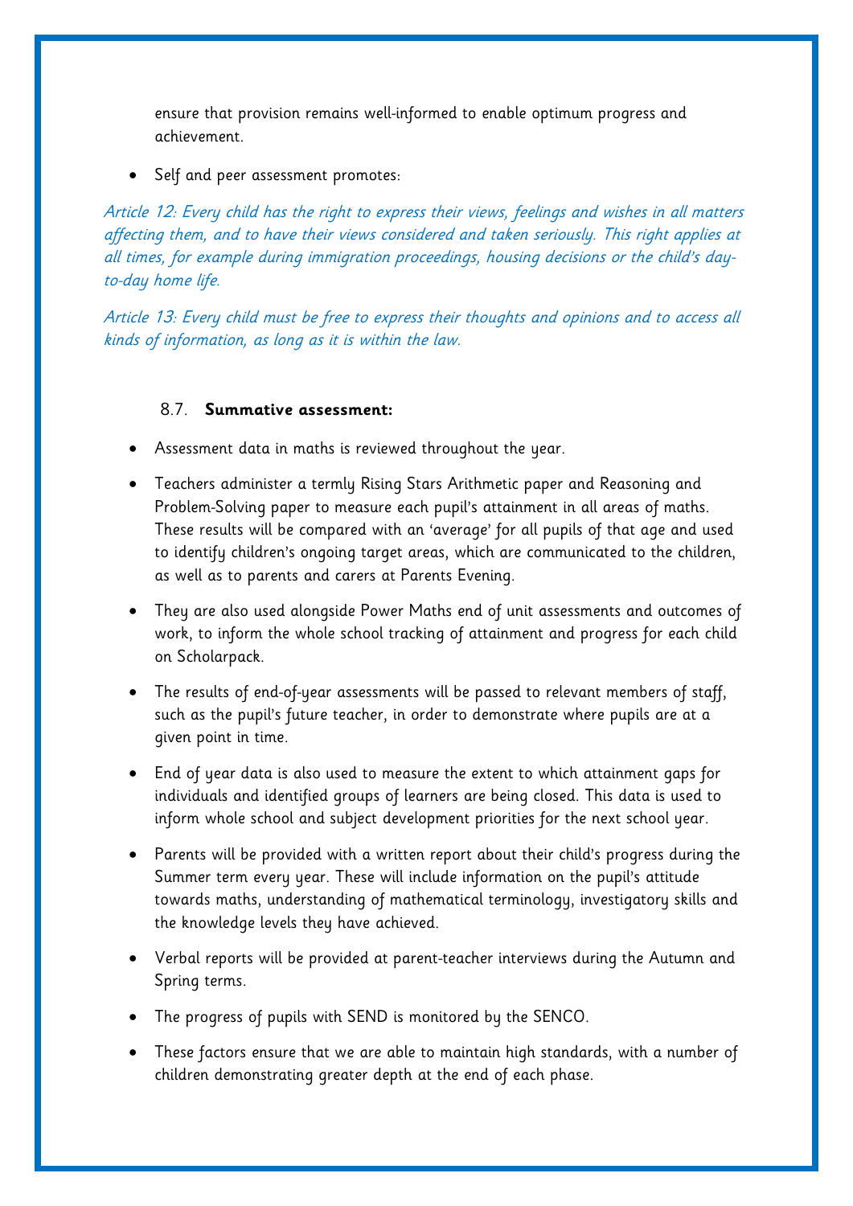ensure that provision remains well-informed to enable optimum progress and achievement.

- Self and peer assessment promotes:

*Article 12: Every child has the right to express their views, feelings and wishes in all matters affecting them, and to have their views considered and taken seriously. This right applies at all times, for example during immigration proceedings, housing decisions or the child's day-to-day home life.*

*Article 13: Every child must be free to express their thoughts and opinions and to access all kinds of information, as long as it is within the law.*

### 8.7. **Summative assessment:**

- Assessment data in maths is reviewed throughout the year.
- Teachers administer a termly Rising Stars Arithmetic paper and Reasoning and Problem-Solving paper to measure each pupil's attainment in all areas of maths. These results will be compared with an 'average' for all pupils of that age and used to identify children's ongoing target areas, which are communicated to the children, as well as to parents and carers at Parents Evening.
- They are also used alongside Power Maths end of unit assessments and outcomes of work, to inform the whole school tracking of attainment and progress for each child on Scholarpack.
- The results of end-of-year assessments will be passed to relevant members of staff, such as the pupil's future teacher, in order to demonstrate where pupils are at a given point in time.
- End of year data is also used to measure the extent to which attainment gaps for individuals and identified groups of learners are being closed. This data is used to inform whole school and subject development priorities for the next school year.
- Parents will be provided with a written report about their child's progress during the Summer term every year. These will include information on the pupil's attitude towards maths, understanding of mathematical terminology, investigatory skills and the knowledge levels they have achieved.
- Verbal reports will be provided at parent-teacher interviews during the Autumn and Spring terms.
- The progress of pupils with SEND is monitored by the SENCO.
- These factors ensure that we are able to maintain high standards, with a number of children demonstrating greater depth at the end of each phase.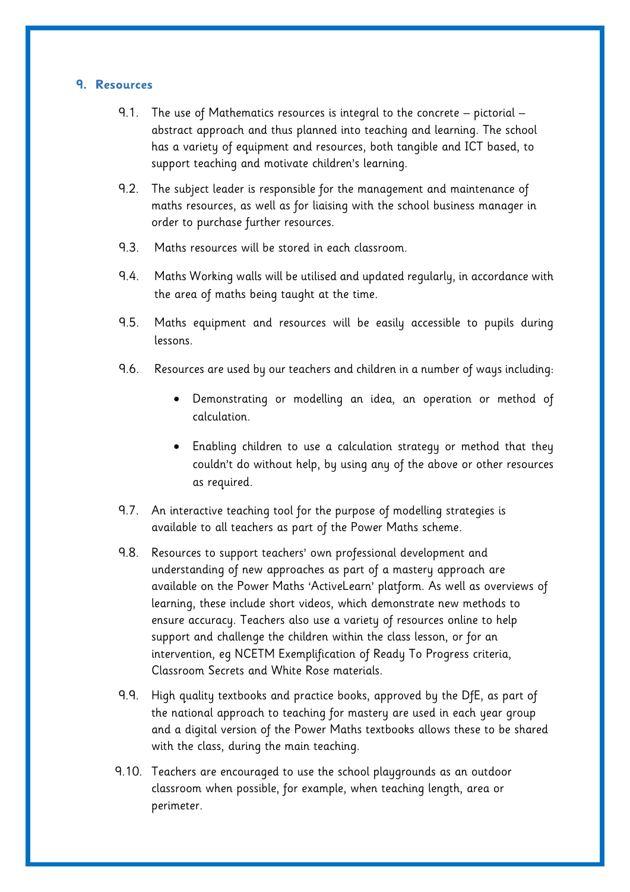## 9. Resources

9.1. The use of Mathematics resources is integral to the concrete – pictorial – abstract approach and thus planned into teaching and learning. The school has a variety of equipment and resources, both tangible and ICT based, to support teaching and motivate children's learning.

9.2. The subject leader is responsible for the management and maintenance of maths resources, as well as for liaising with the school business manager in order to purchase further resources.

9.3. Maths resources will be stored in each classroom.

9.4. Maths Working walls will be utilised and updated regularly, in accordance with the area of maths being taught at the time.

9.5. Maths equipment and resources will be easily accessible to pupils during lessons.

9.6. Resources are used by our teachers and children in a number of ways including:

- Demonstrating or modelling an idea, an operation or method of calculation.
- Enabling children to use a calculation strategy or method that they couldn't do without help, by using any of the above or other resources as required.

9.7. An interactive teaching tool for the purpose of modelling strategies is available to all teachers as part of the Power Maths scheme.

9.8. Resources to support teachers' own professional development and understanding of new approaches as part of a mastery approach are available on the Power Maths 'ActiveLearn' platform. As well as overviews of learning, these include short videos, which demonstrate new methods to ensure accuracy. Teachers also use a variety of resources online to help support and challenge the children within the class lesson, or for an intervention, eg NCETM Exemplification of Ready To Progress criteria, Classroom Secrets and White Rose materials.

9.9. High quality textbooks and practice books, approved by the DfE, as part of the national approach to teaching for mastery are used in each year group and a digital version of the Power Maths textbooks allows these to be shared with the class, during the main teaching.

9.10. Teachers are encouraged to use the school playgrounds as an outdoor classroom when possible, for example, when teaching length, area or perimeter.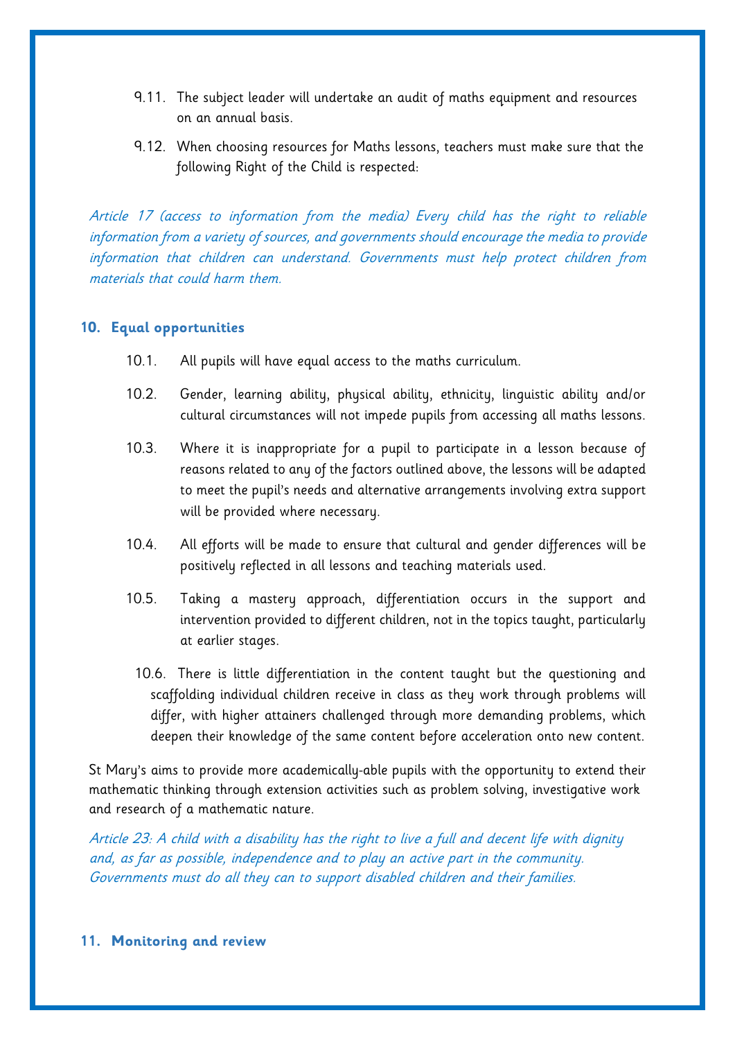9.11. The subject leader will undertake an audit of maths equipment and resources on an annual basis.

9.12. When choosing resources for Maths lessons, teachers must make sure that the following Right of the Child is respected:

*Article 17 (access to information from the media) Every child has the right to reliable information from a variety of sources, and governments should encourage the media to provide information that children can understand. Governments must help protect children from materials that could harm them.*

## 10. Equal opportunities

10.1. All pupils will have equal access to the maths curriculum.

10.2. Gender, learning ability, physical ability, ethnicity, linguistic ability and/or cultural circumstances will not impede pupils from accessing all maths lessons.

10.3. Where it is inappropriate for a pupil to participate in a lesson because of reasons related to any of the factors outlined above, the lessons will be adapted to meet the pupil's needs and alternative arrangements involving extra support will be provided where necessary.

10.4. All efforts will be made to ensure that cultural and gender differences will be positively reflected in all lessons and teaching materials used.

10.5. Taking a mastery approach, differentiation occurs in the support and intervention provided to different children, not in the topics taught, particularly at earlier stages.

10.6. There is little differentiation in the content taught but the questioning and scaffolding individual children receive in class as they work through problems will differ, with higher attainers challenged through more demanding problems, which deepen their knowledge of the same content before acceleration onto new content.

St Mary's aims to provide more academically-able pupils with the opportunity to extend their mathematic thinking through extension activities such as problem solving, investigative work and research of a mathematic nature.

*Article 23: A child with a disability has the right to live a full and decent life with dignity and, as far as possible, independence and to play an active part in the community. Governments must do all they can to support disabled children and their families.*

## 11. Monitoring and review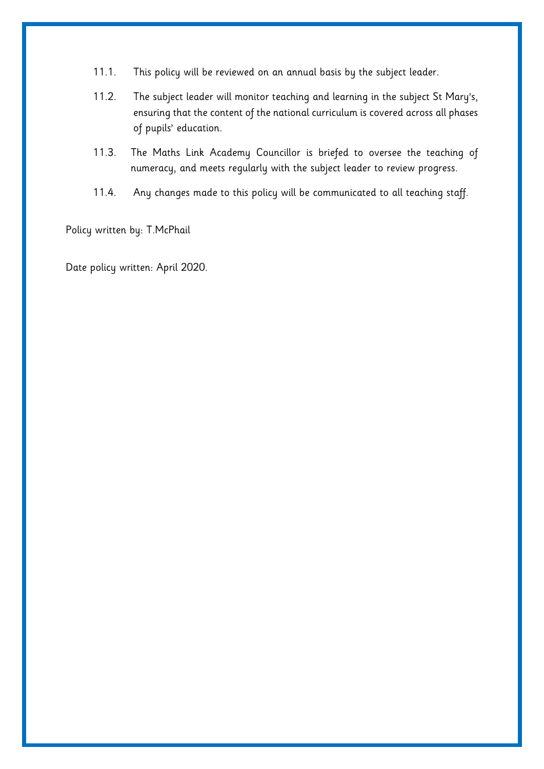11.1. This policy will be reviewed on an annual basis by the subject leader.

11.2. The subject leader will monitor teaching and learning in the subject St Mary's, ensuring that the content of the national curriculum is covered across all phases of pupils' education.

11.3. The Maths Link Academy Councillor is briefed to oversee the teaching of numeracy, and meets regularly with the subject leader to review progress.

11.4. Any changes made to this policy will be communicated to all teaching staff.

Policy written by: T.McPhail

Date policy written: April 2020.